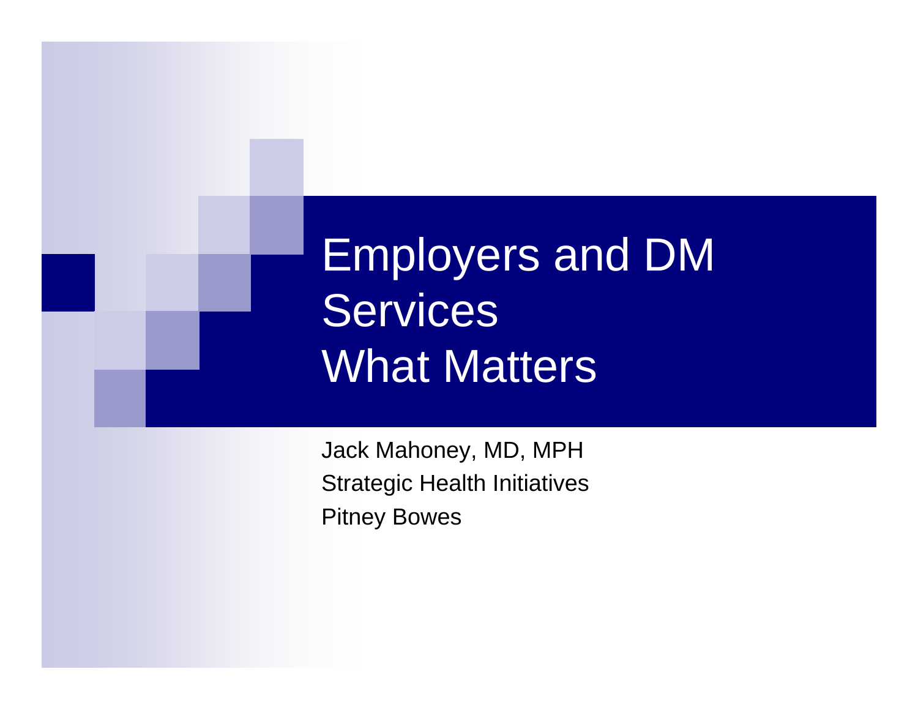# Employers and DM Services
# What Matters

Jack Mahoney, MD, MPH

Strategic Health Initiatives

Pitney Bowes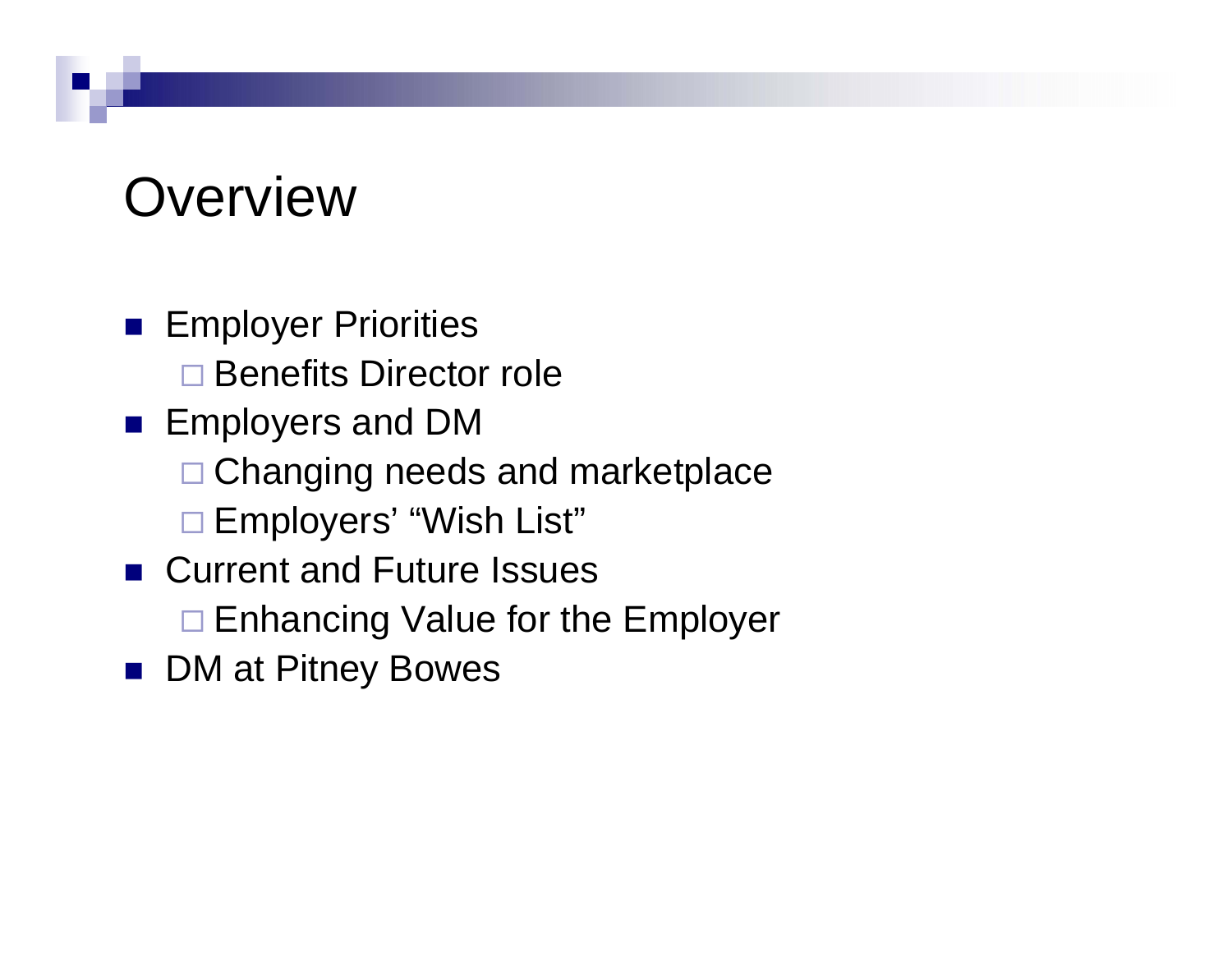# Overview

- Employer Priorities
  - Benefits Director role
- Employers and DM
  - Changing needs and marketplace
  - Employers' "Wish List"
- Current and Future Issues
  - Enhancing Value for the Employer
- DM at Pitney Bowes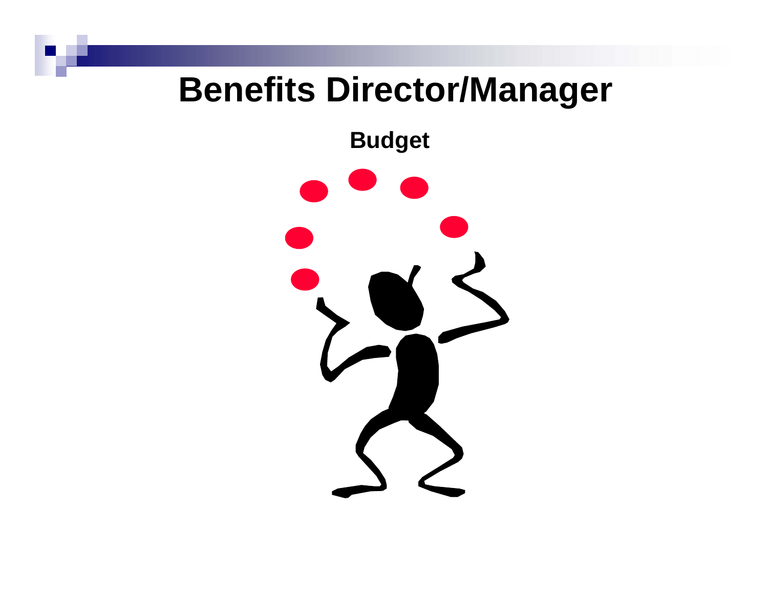# Benefits Director/Manager

**Budget**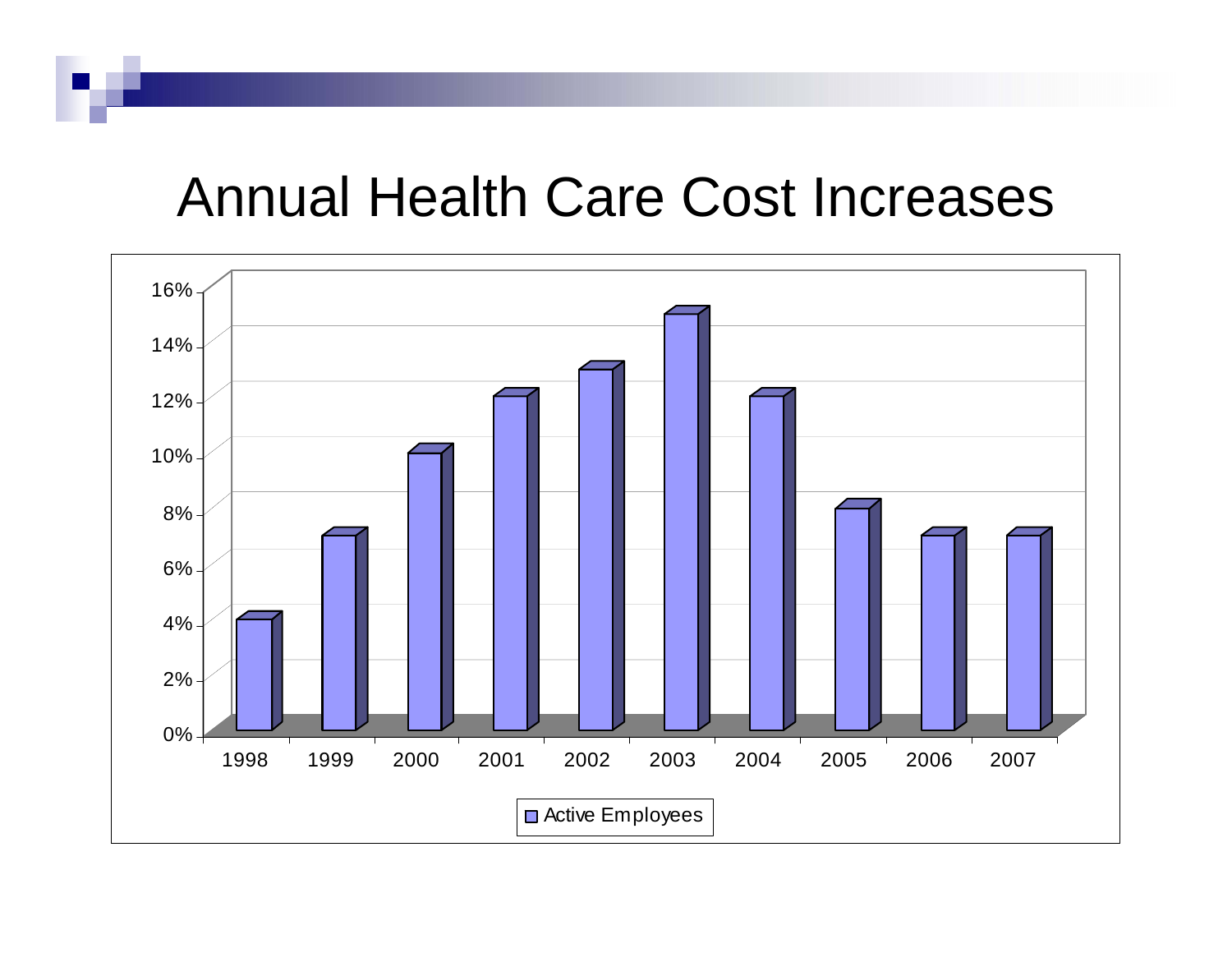# Annual Health Care Cost Increases

| Year | Active Employees |
|---|---|
| 1998 | 4% |
| 1999 | 7% |
| 2000 | 10% |
| 2001 | 12% |
| 2002 | 13% |
| 2003 | 15% |
| 2004 | 12% |
| 2005 | 8% |
| 2006 | 7% |
| 2007 | 7% |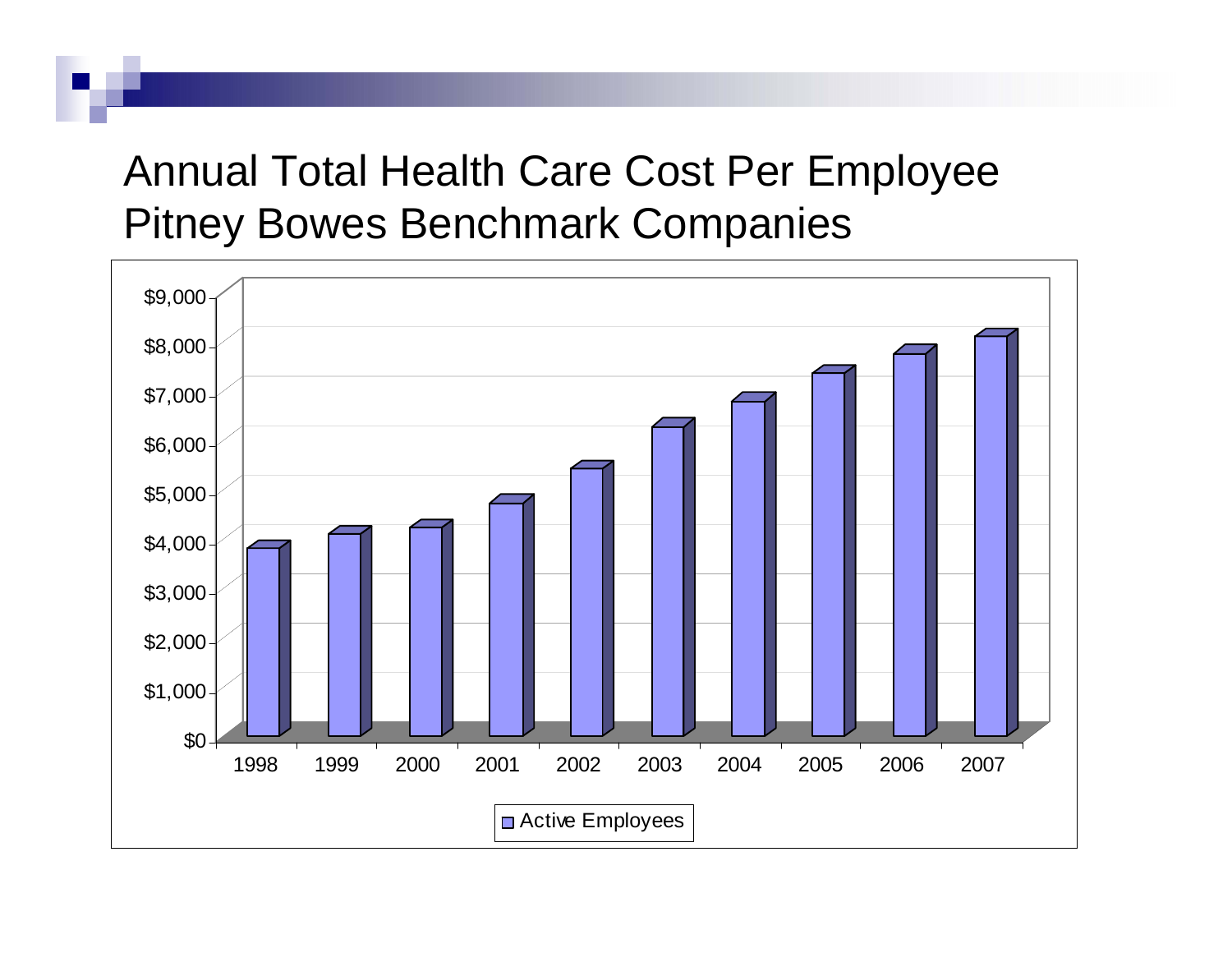# Annual Total Health Care Cost Per Employee
# Pitney Bowes Benchmark Companies

$9,000
$8,000
$7,000
$6,000
$5,000
$4,000
$3,000
$2,000
$1,000
$0

1998 1999 2000 2001 2002 2003 2004 2005 2006 2007

Active Employees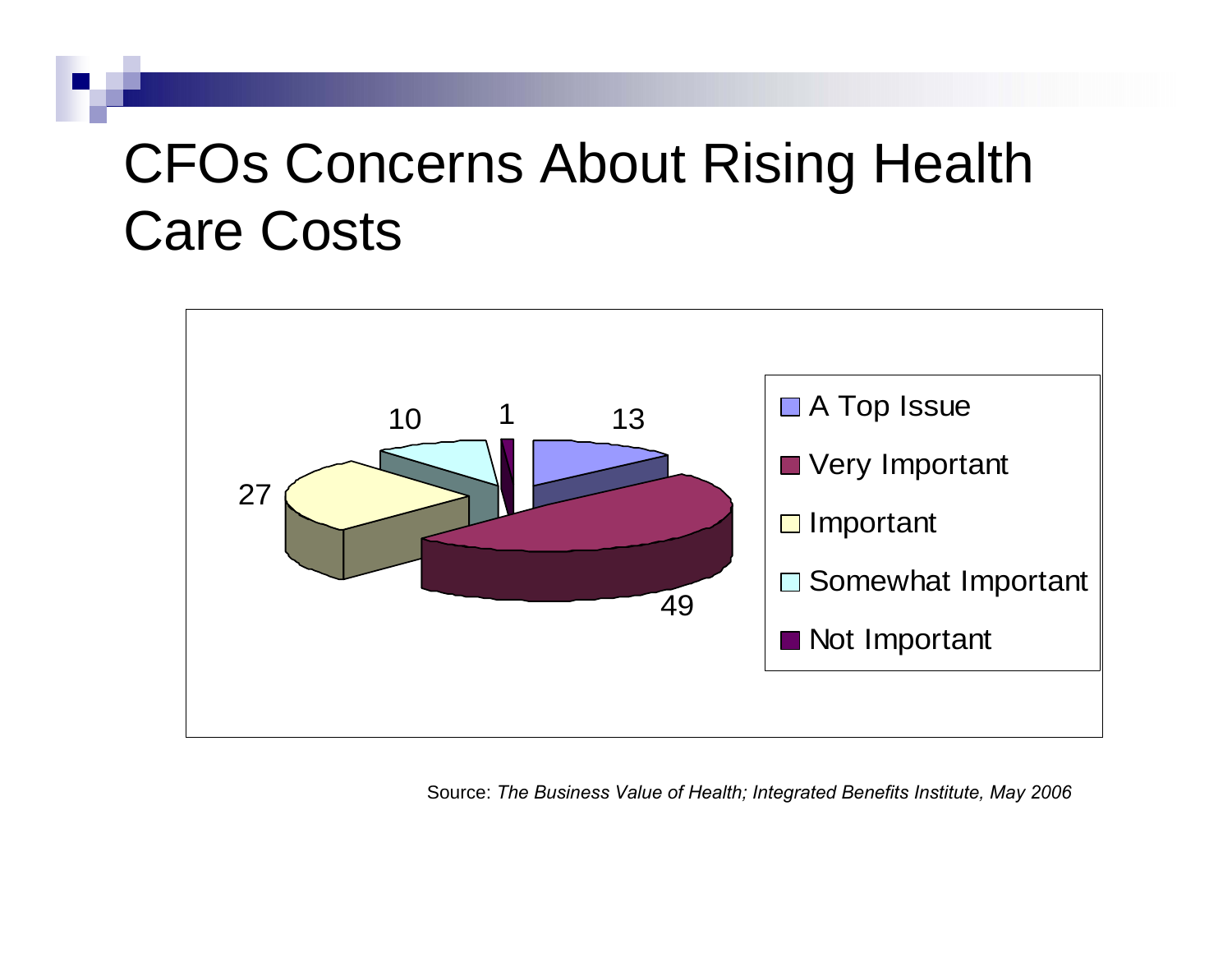# CFOs Concerns About Rising Health Care Costs

| Category | Value |
|---|---|
| A Top Issue | 13 |
| Very Important | 49 |
| Important | 27 |
| Somewhat Important | 10 |
| Not Important | 1 |

Source: *The Business Value of Health; Integrated Benefits Institute, May 2006*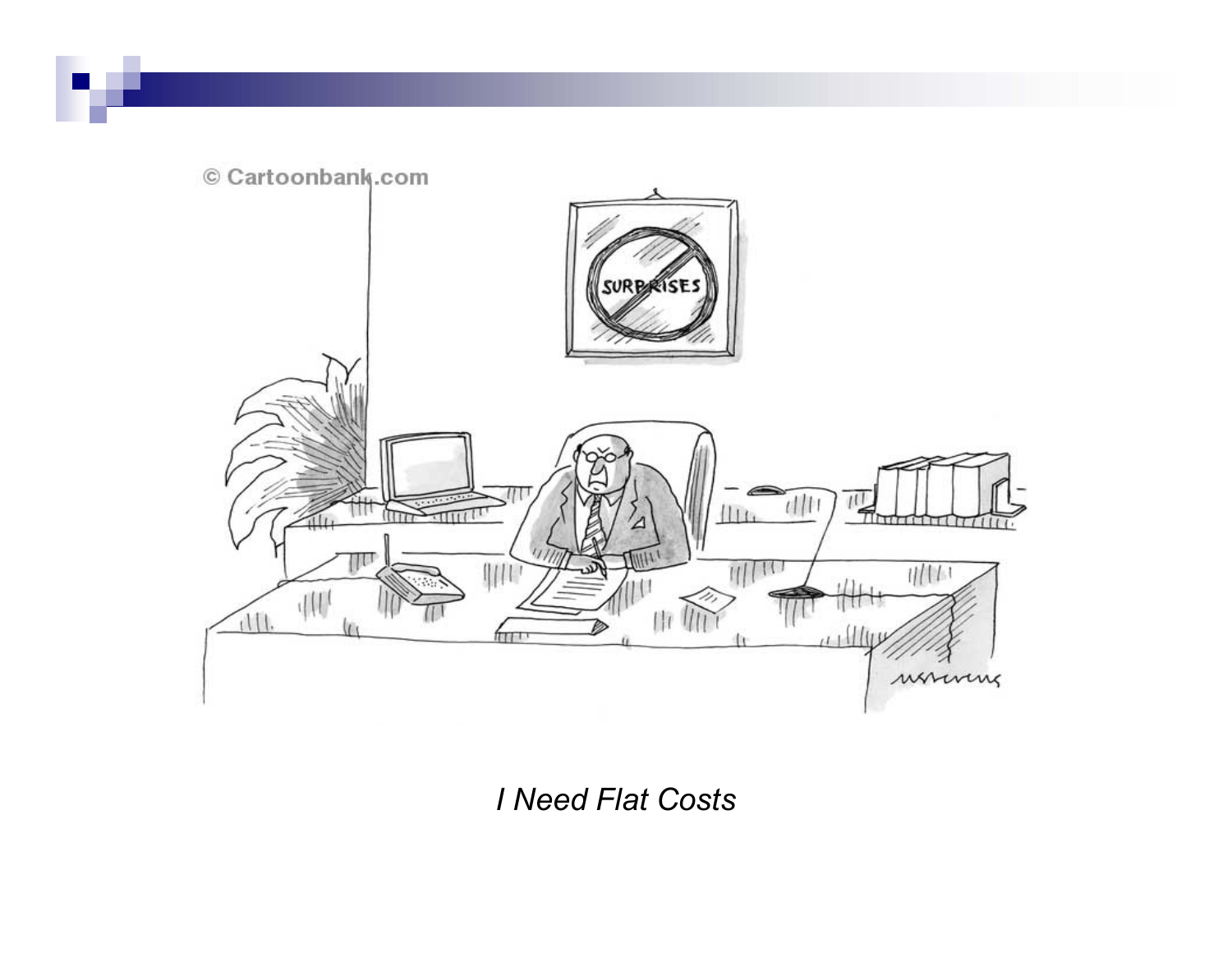*I Need Flat Costs*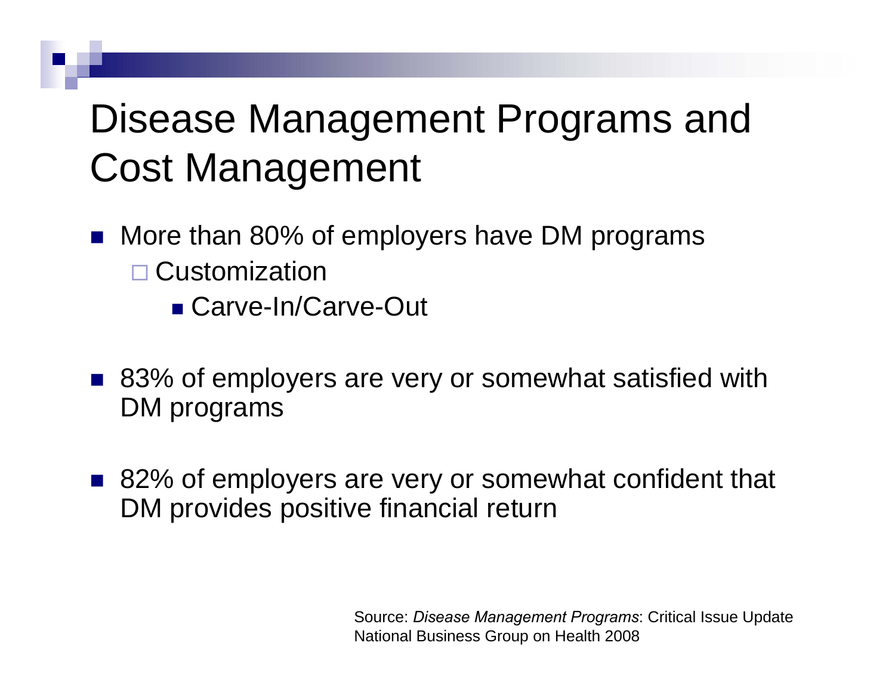# Disease Management Programs and Cost Management

- More than 80% of employers have DM programs
  - Customization
    - Carve-In/Carve-Out

- 83% of employers are very or somewhat satisfied with DM programs

- 82% of employers are very or somewhat confident that DM provides positive financial return

Source: *Disease Management Programs*: Critical Issue Update National Business Group on Health 2008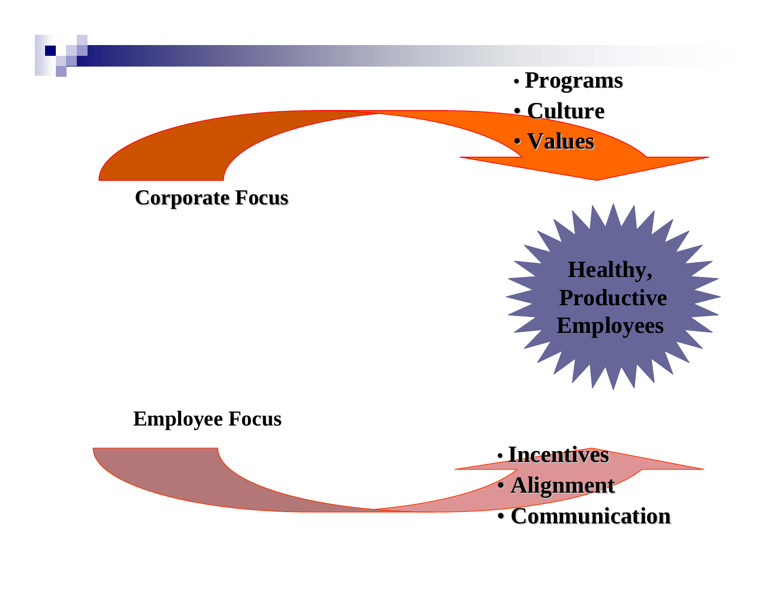- Programs
- Culture
- Values

**Corporate Focus**

**Healthy, Productive Employees**

**Employee Focus**

- Incentives
- Alignment
- Communication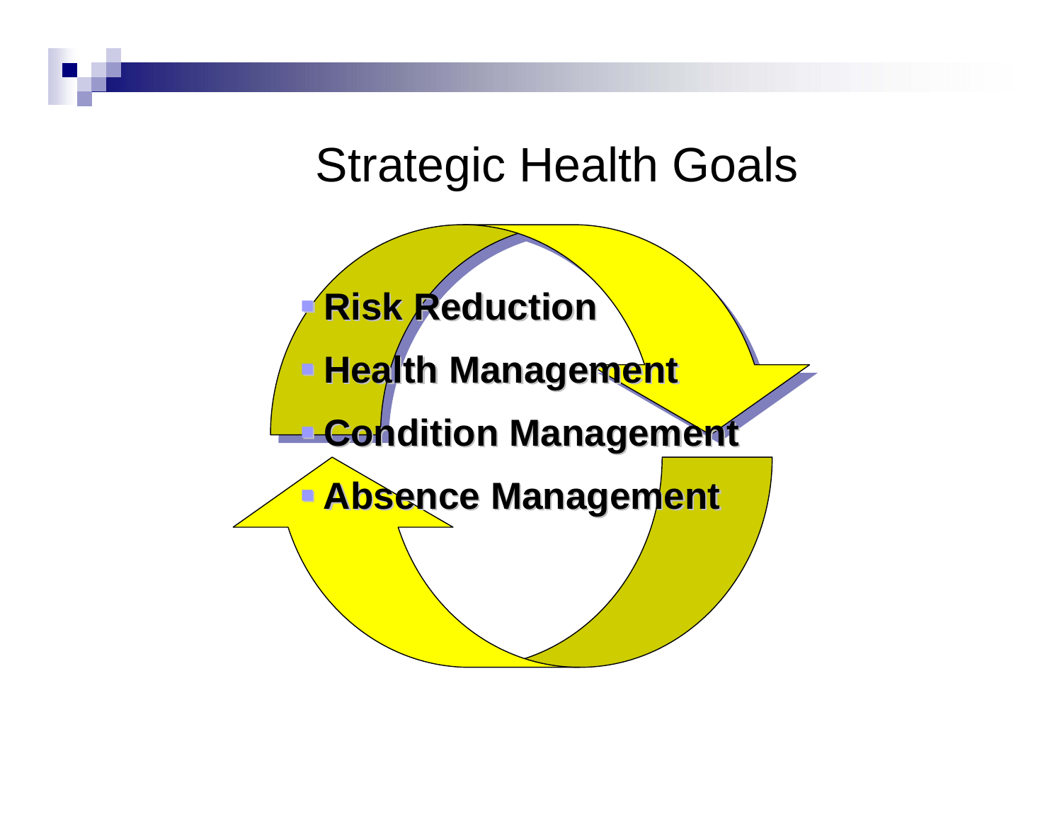# Strategic Health Goals

- **Risk Reduction**
- **Health Management**
- **Condition Management**
- **Absence Management**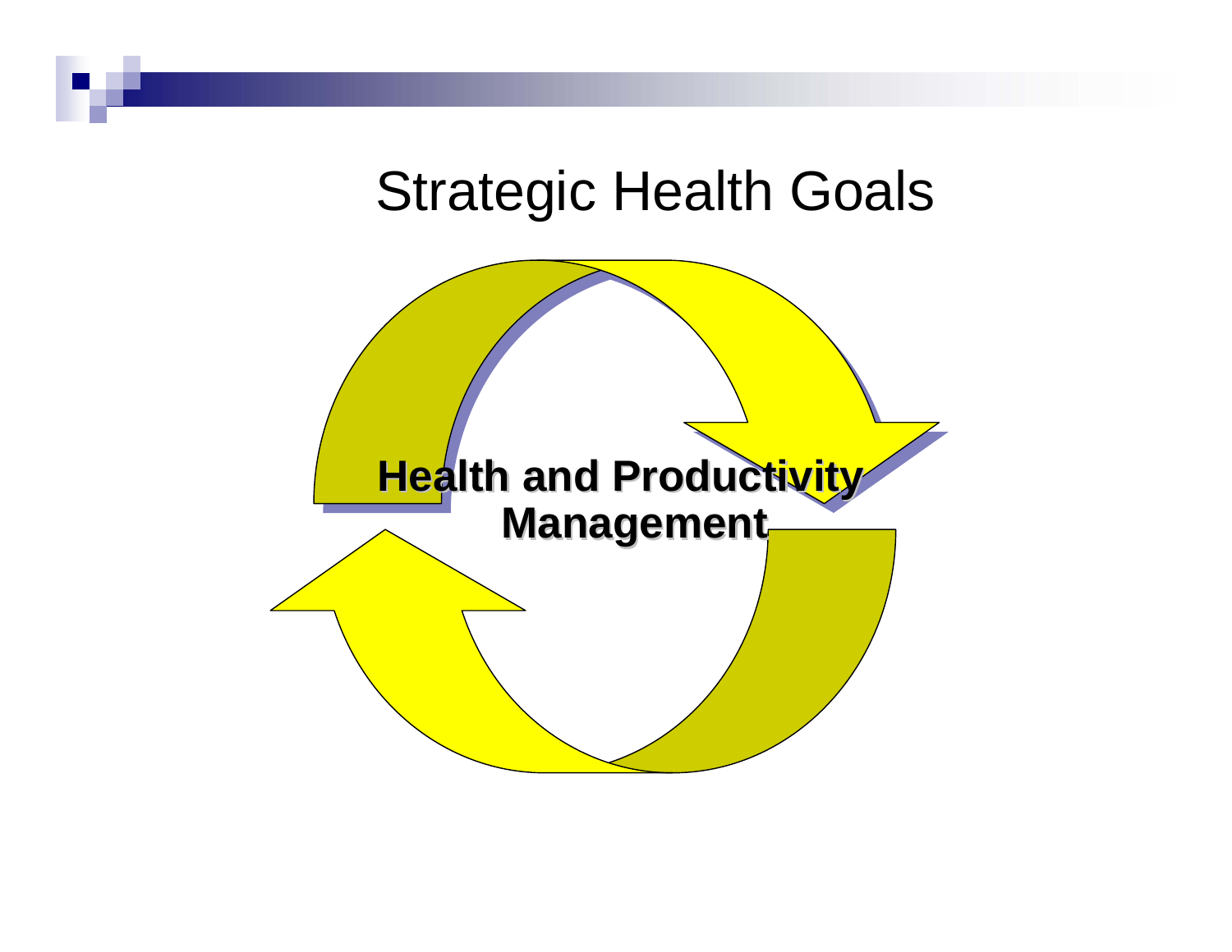# Strategic Health Goals

**Health and Productivity Management**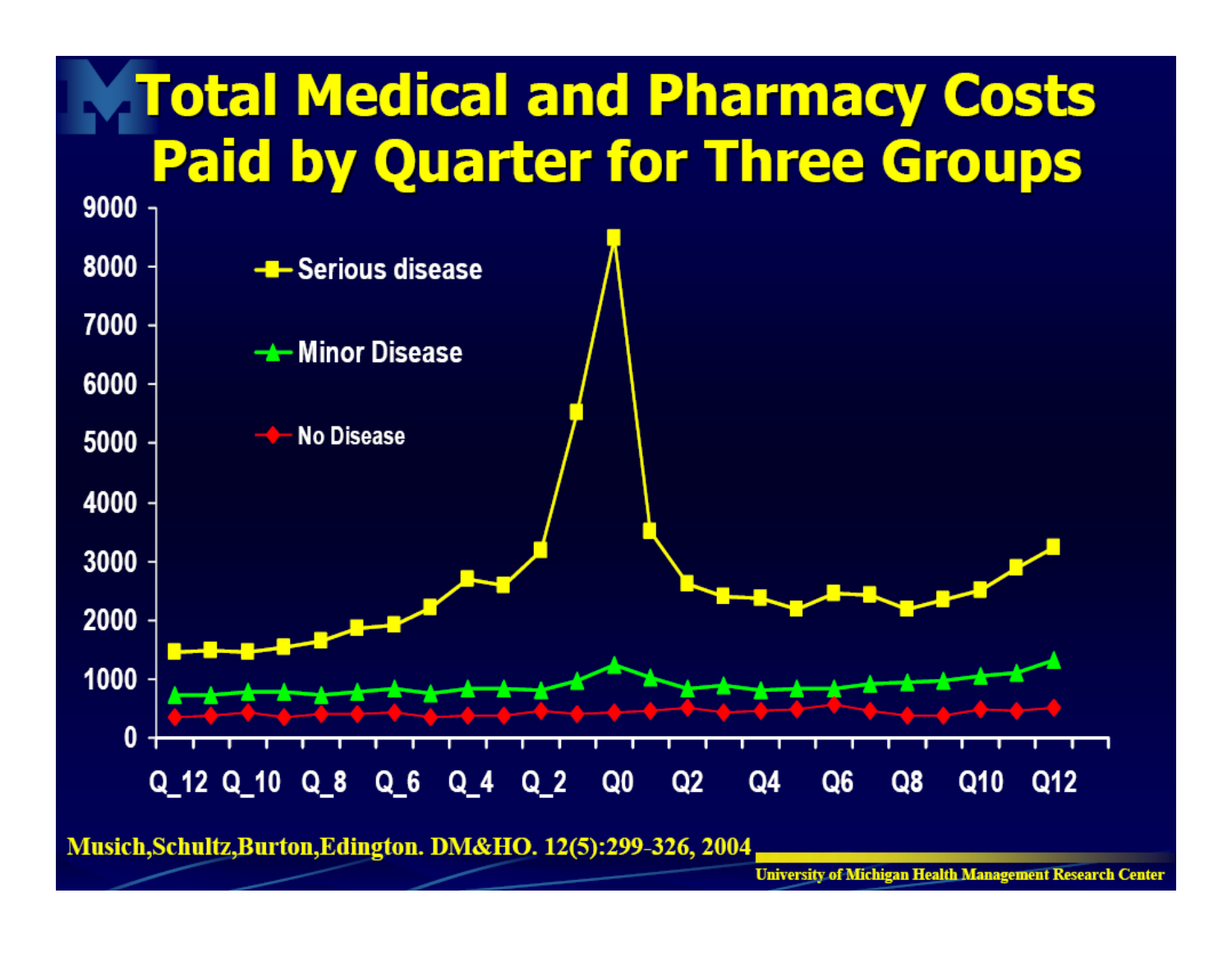# Total Medical and Pharmacy Costs Paid by Quarter for Three Groups

Musich,Schultz,Burton,Edington. DM&HO. 12(5):299-326, 2004

University of Michigan Health Management Research Center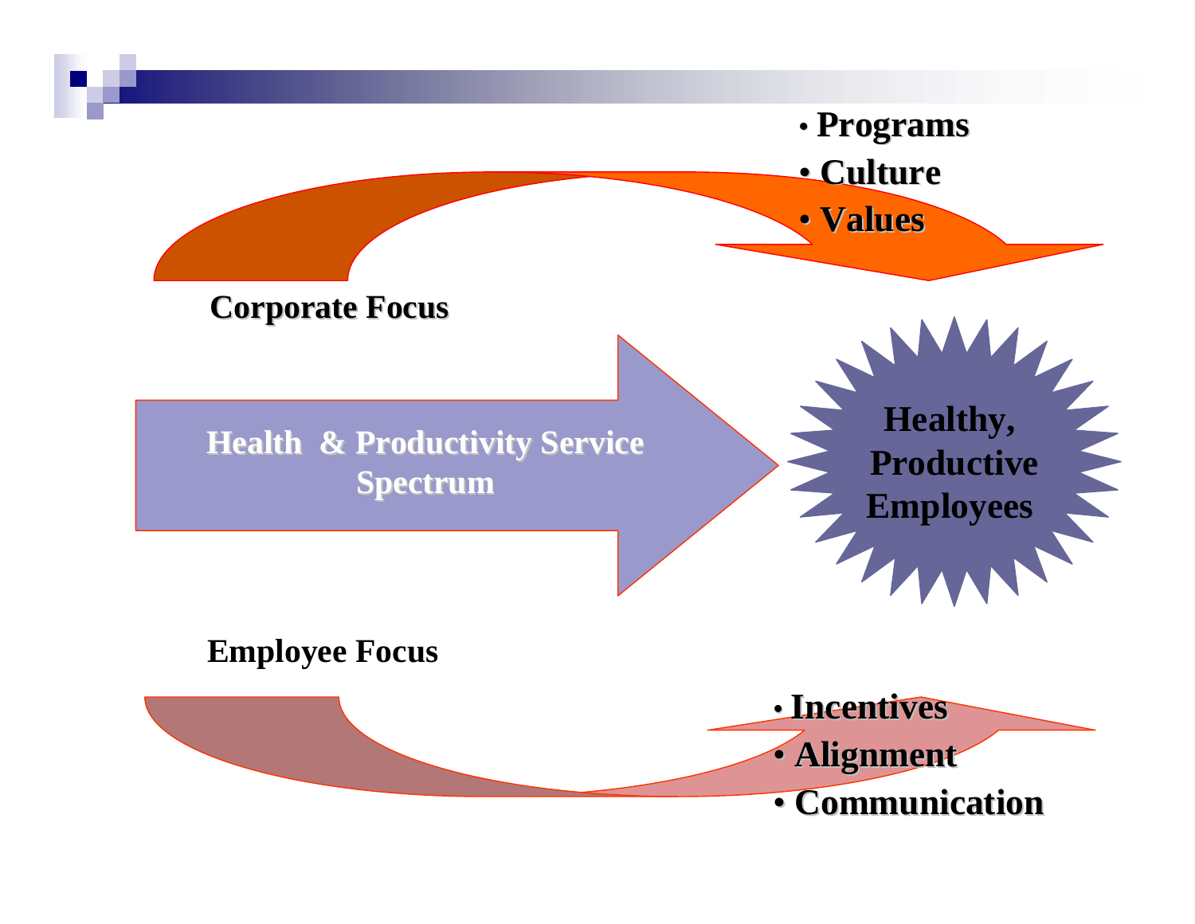- Programs
- Culture
- Values

**Corporate Focus**

**Health & Productivity Service Spectrum**

**Healthy, Productive Employees**

**Employee Focus**

- Incentives
- Alignment
- Communication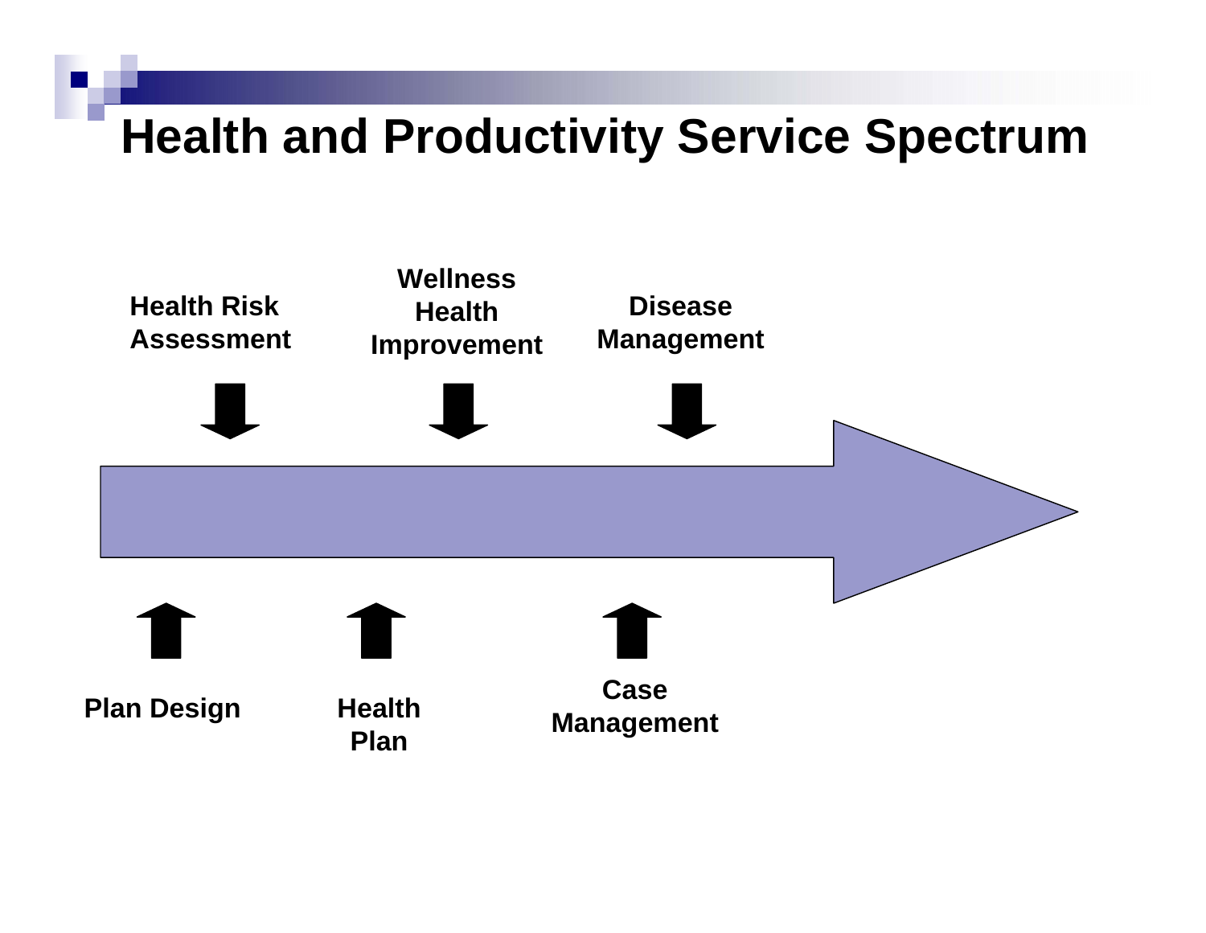# Health and Productivity Service Spectrum

Health Risk Assessment

Wellness Health Improvement

Disease Management

Plan Design

Health Plan

Case Management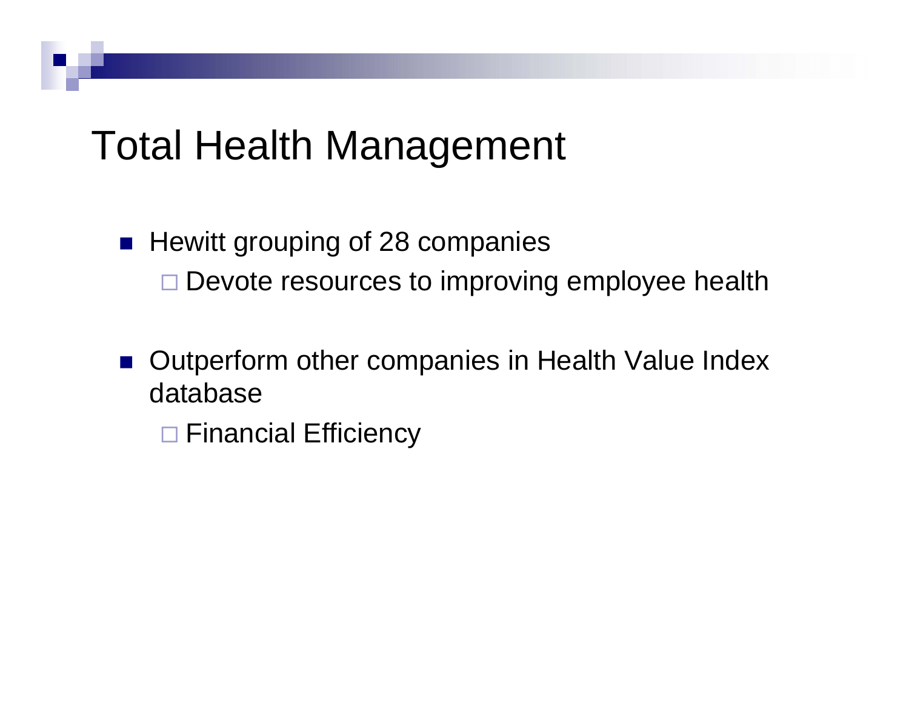# Total Health Management

- Hewitt grouping of 28 companies
  - Devote resources to improving employee health
- Outperform other companies in Health Value Index database
  - Financial Efficiency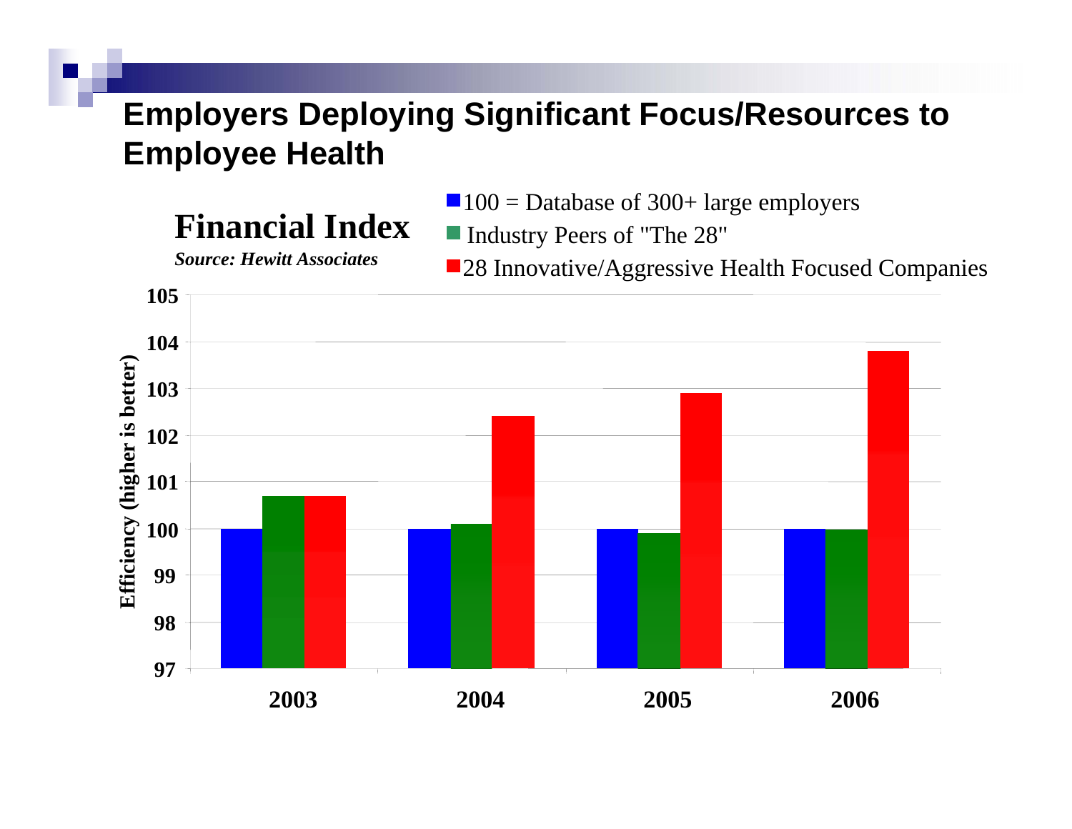# Employers Deploying Significant Focus/Resources to Employee Health

**Financial Index**

***Source: Hewitt Associates***

- 100 = Database of 300+ large employers
- Industry Peers of "The 28"
- 28 Innovative/Aggressive Health Focused Companies

Efficiency (higher is better)

| Year | 100 = Database of 300+ large employers | Industry Peers of "The 28" | 28 Innovative/Aggressive Health Focused Companies |
|---|---|---|---|
| 2003 | 100 | 100.7 | 100.7 |
| 2004 | 100 | 100.1 | 102.4 |
| 2005 | 100 | 99.9 | 102.9 |
| 2006 | 100 | 100 | 103.8 |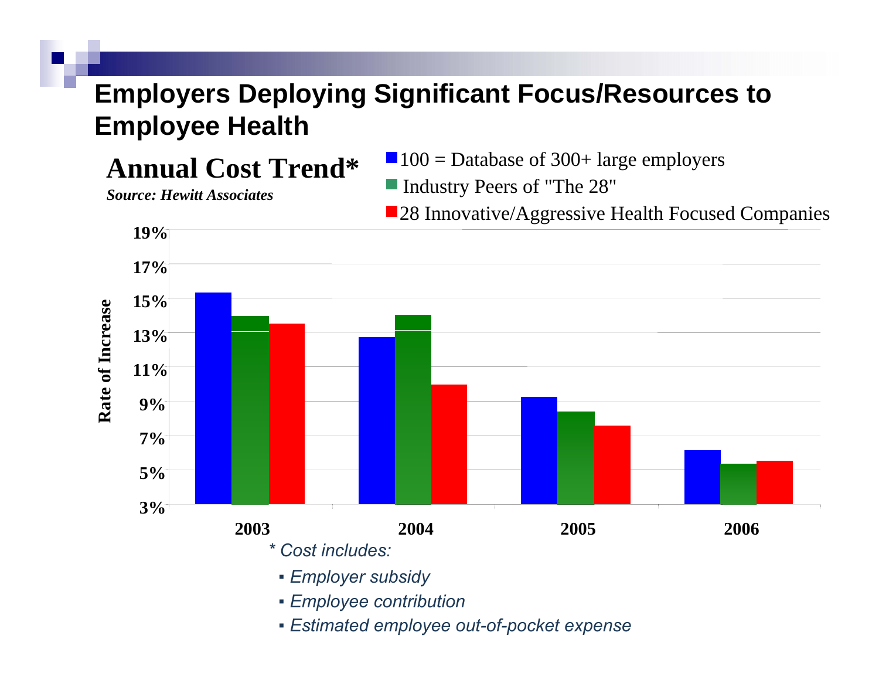# Employers Deploying Significant Focus/Resources to Employee Health

## Annual Cost Trend*

***Source: Hewitt Associates***

- 100 = Database of 300+ large employers
- Industry Peers of "The 28"
- 28 Innovative/Aggressive Health Focused Companies

Rate of Increase

19%
17%
15%
13%
11%
9%
7%
5%
3%

2003 2004 2005 2006

*\* Cost includes:*

- *Employer subsidy*
- *Employee contribution*
- *Estimated employee out-of-pocket expense*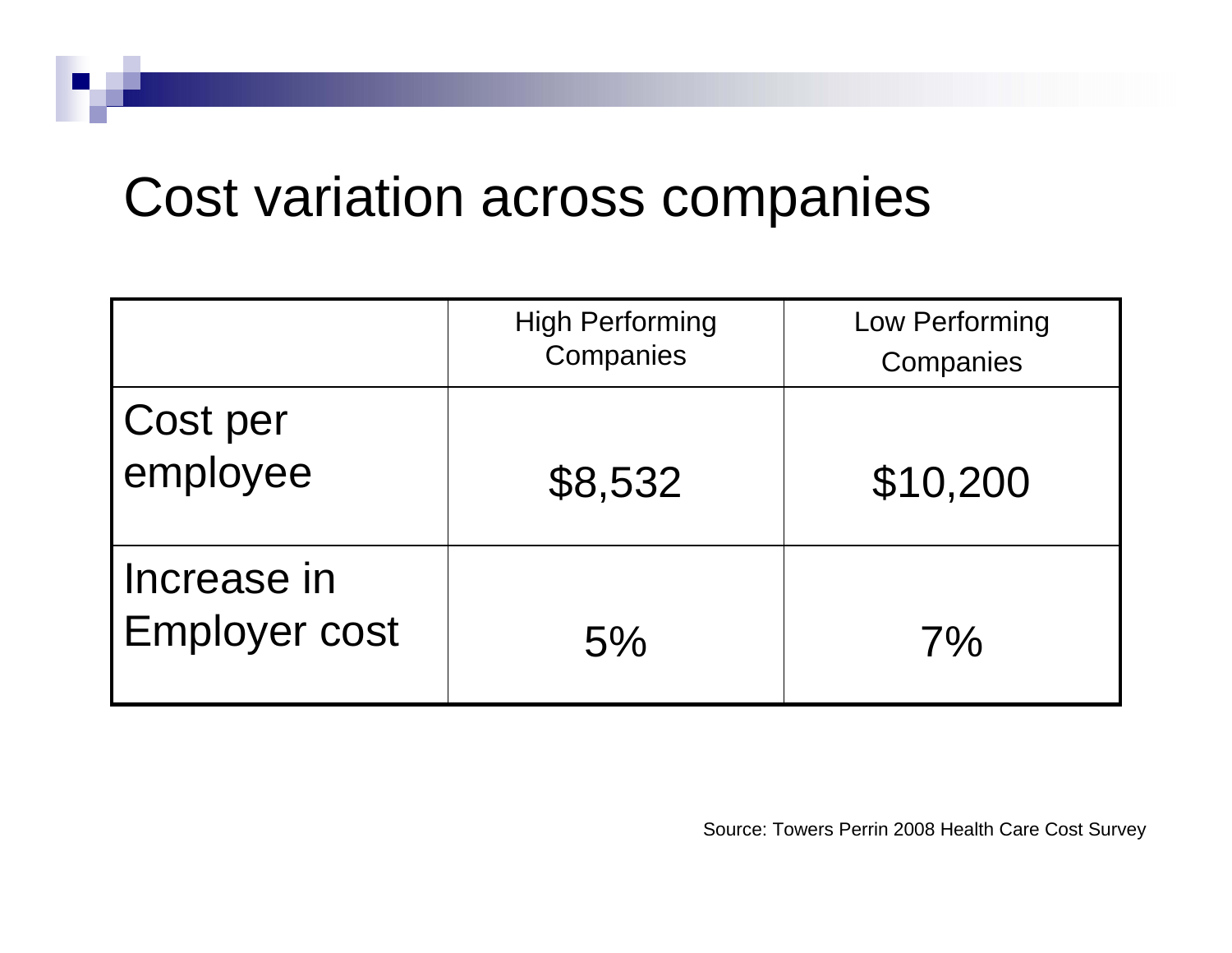# Cost variation across companies

| | High Performing Companies | Low Performing Companies |
|---|---|---|
| Cost per employee | $8,532 | $10,200 |
| Increase in Employer cost | 5% | 7% |

Source: Towers Perrin 2008 Health Care Cost Survey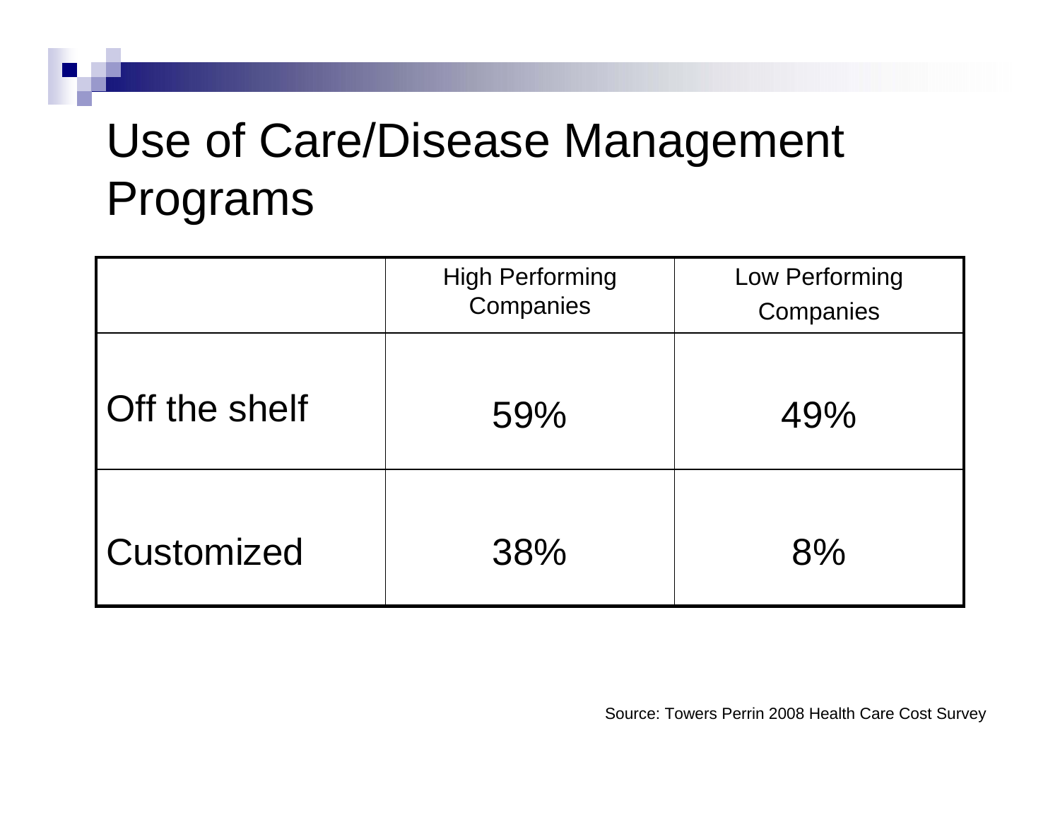# Use of Care/Disease Management Programs

| | High Performing Companies | Low Performing Companies |
|---|---|---|
| Off the shelf | 59% | 49% |
| Customized | 38% | 8% |

Source: Towers Perrin 2008 Health Care Cost Survey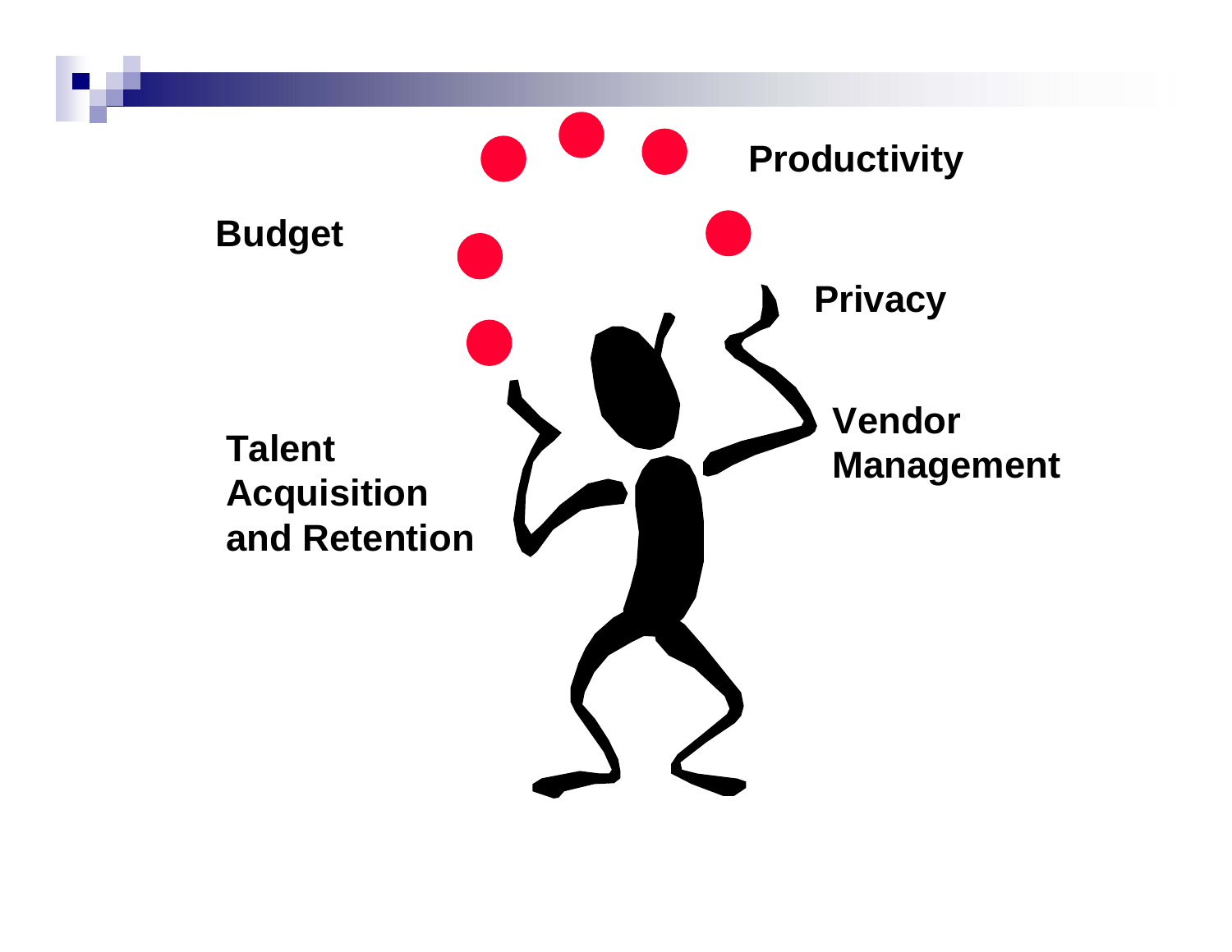Budget

Productivity

Privacy

Vendor Management

Talent Acquisition and Retention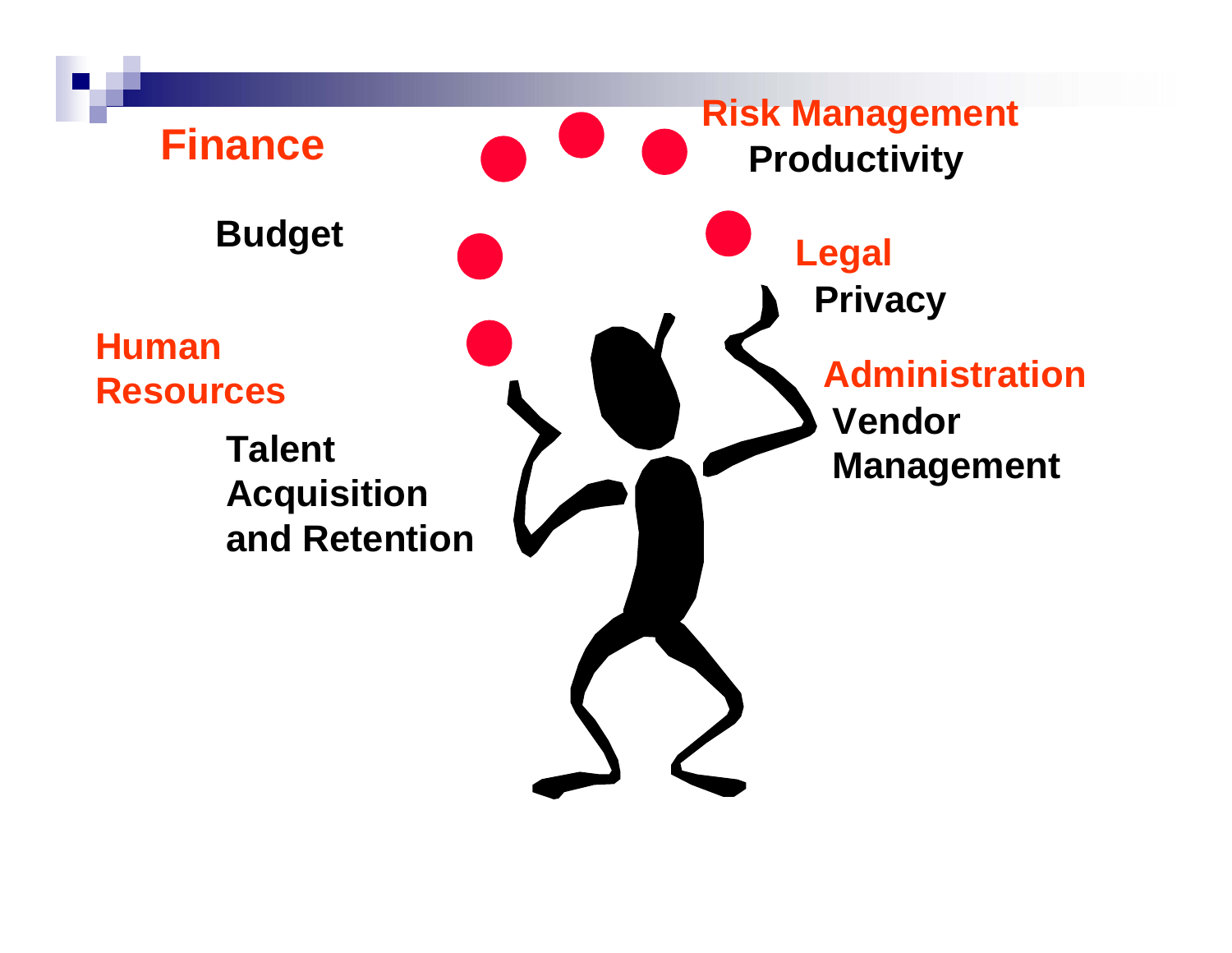**Finance**

**Budget**

**Human Resources**

**Talent Acquisition and Retention**

**Risk Management**

**Productivity**

**Legal**

**Privacy**

**Administration**

**Vendor Management**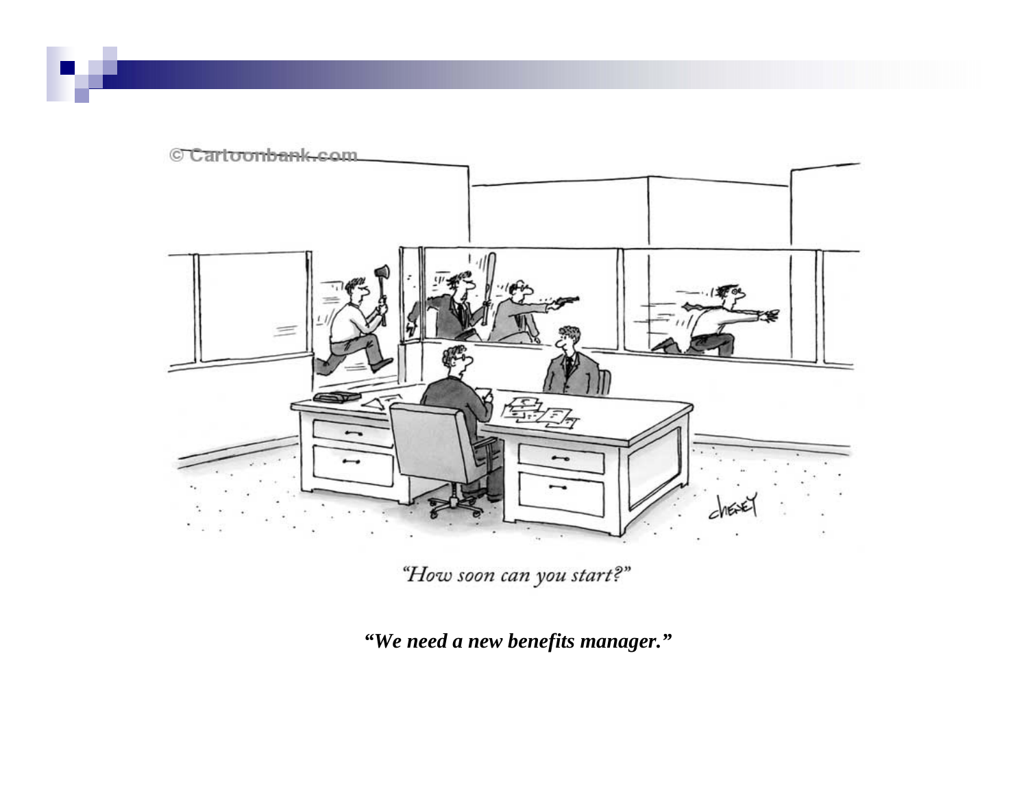“How soon can you start?”

***“We need a new benefits manager.”***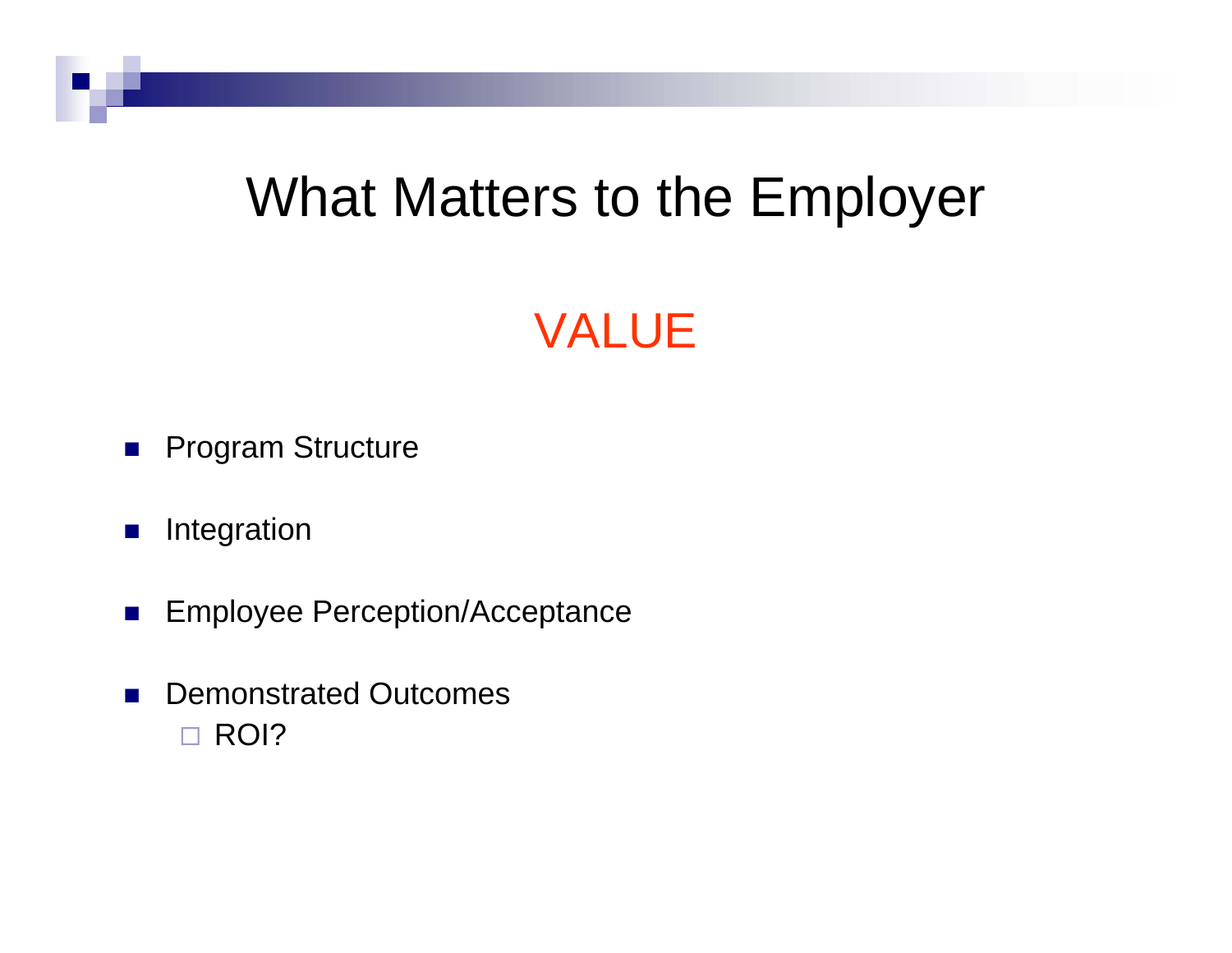# What Matters to the Employer

## VALUE

- Program Structure
- Integration
- Employee Perception/Acceptance
- Demonstrated Outcomes
  - ROI?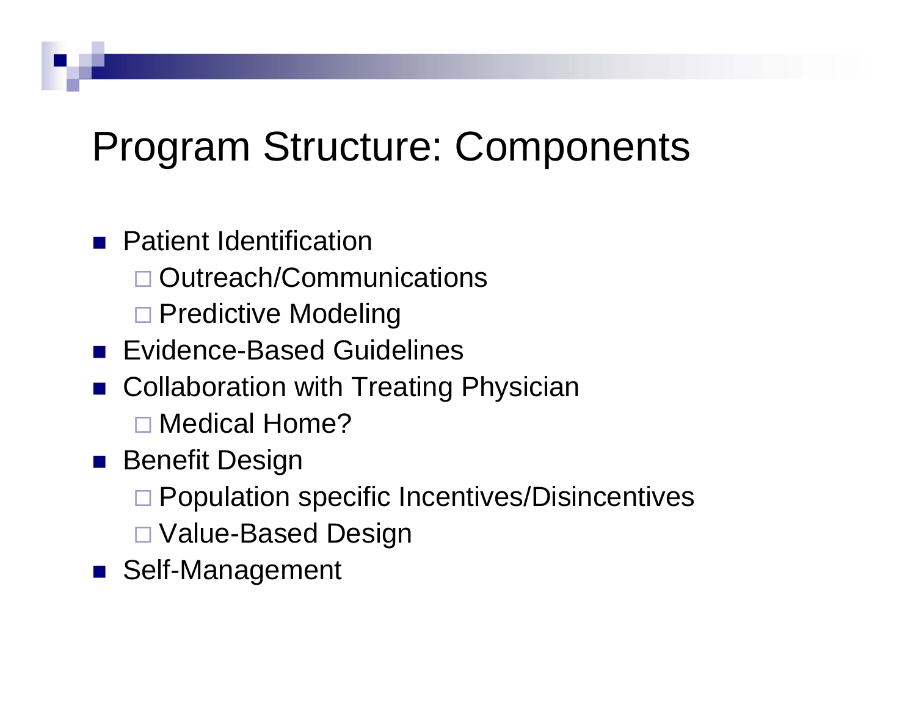# Program Structure: Components

- Patient Identification
  - Outreach/Communications
  - Predictive Modeling
- Evidence-Based Guidelines
- Collaboration with Treating Physician
  - Medical Home?
- Benefit Design
  - Population specific Incentives/Disincentives
  - Value-Based Design
- Self-Management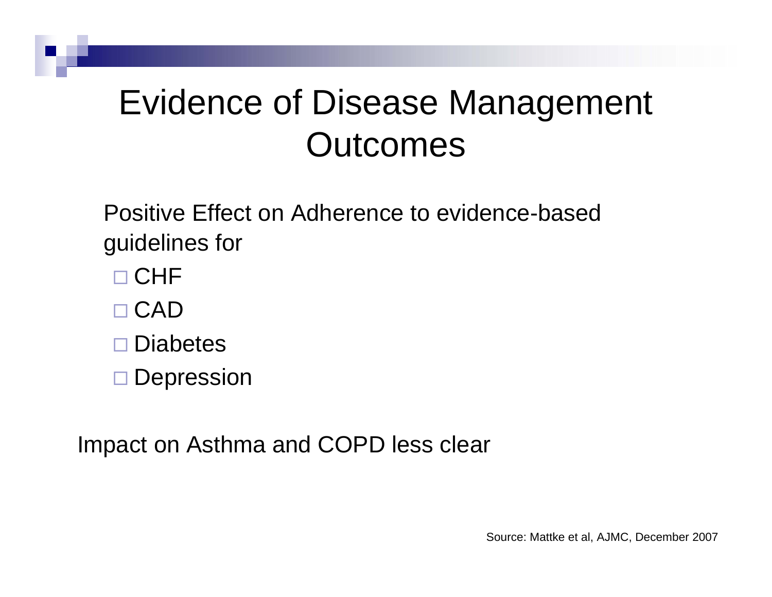# Evidence of Disease Management Outcomes

Positive Effect on Adherence to evidence-based guidelines for

- CHF
- CAD
- Diabetes
- Depression

Impact on Asthma and COPD less clear

Source: Mattke et al, AJMC, December 2007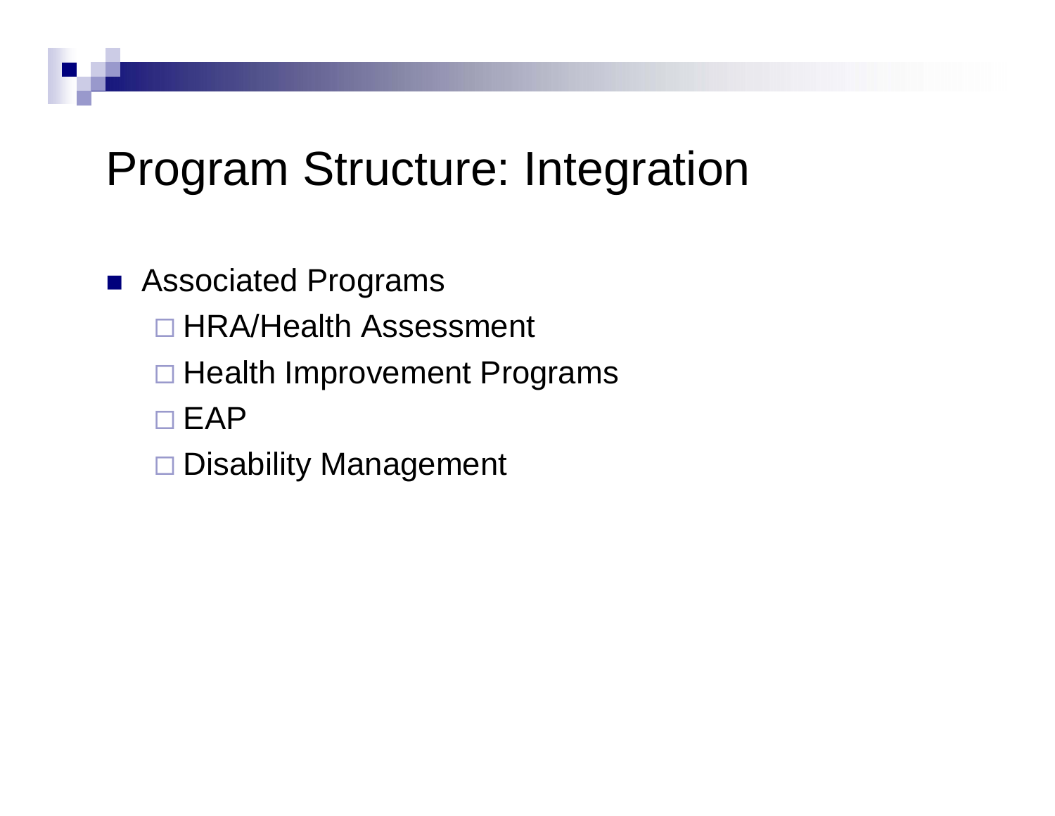# Program Structure: Integration

- Associated Programs
  - HRA/Health Assessment
  - Health Improvement Programs
  - EAP
  - Disability Management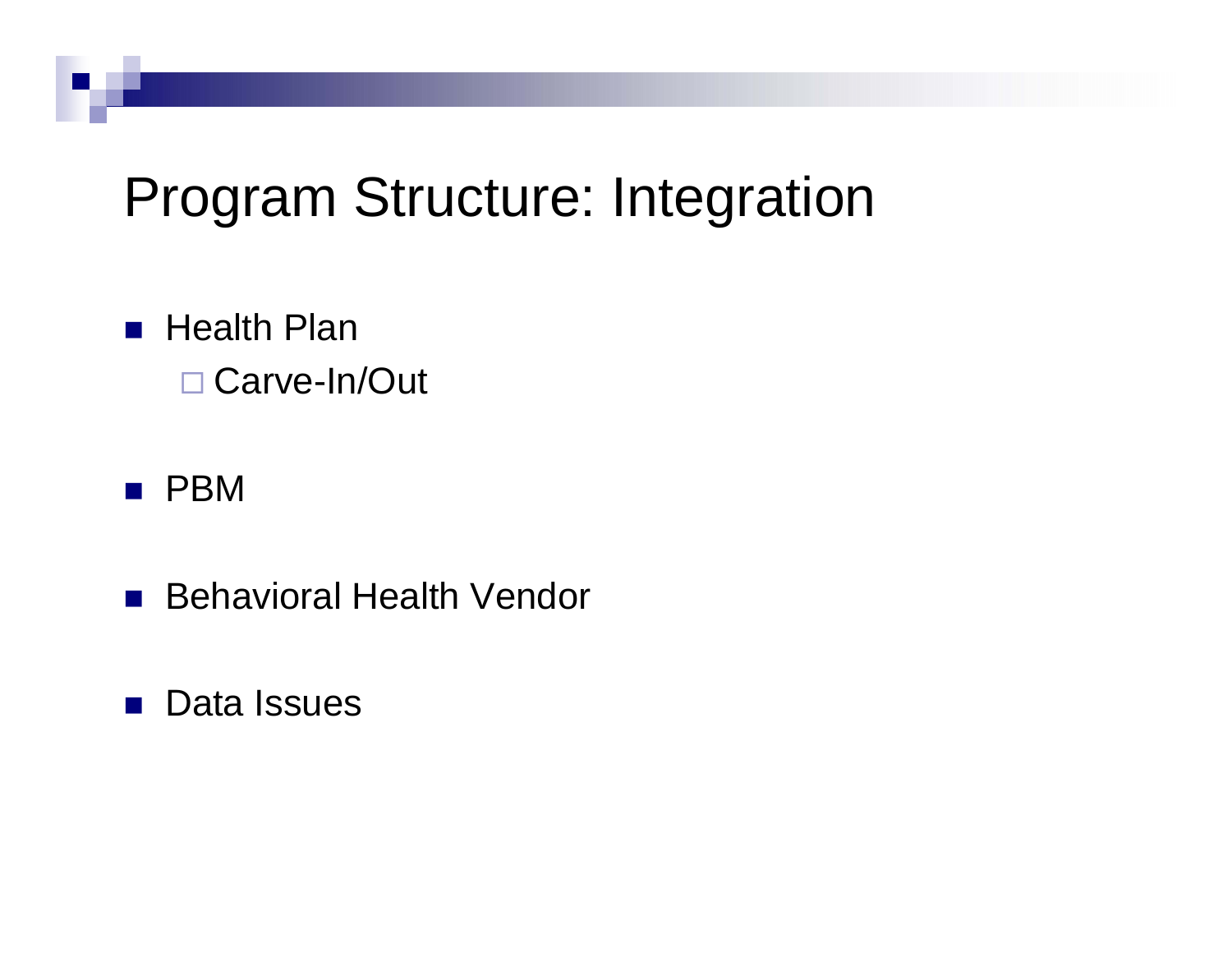# Program Structure: Integration

- Health Plan
  - Carve-In/Out
- PBM
- Behavioral Health Vendor
- Data Issues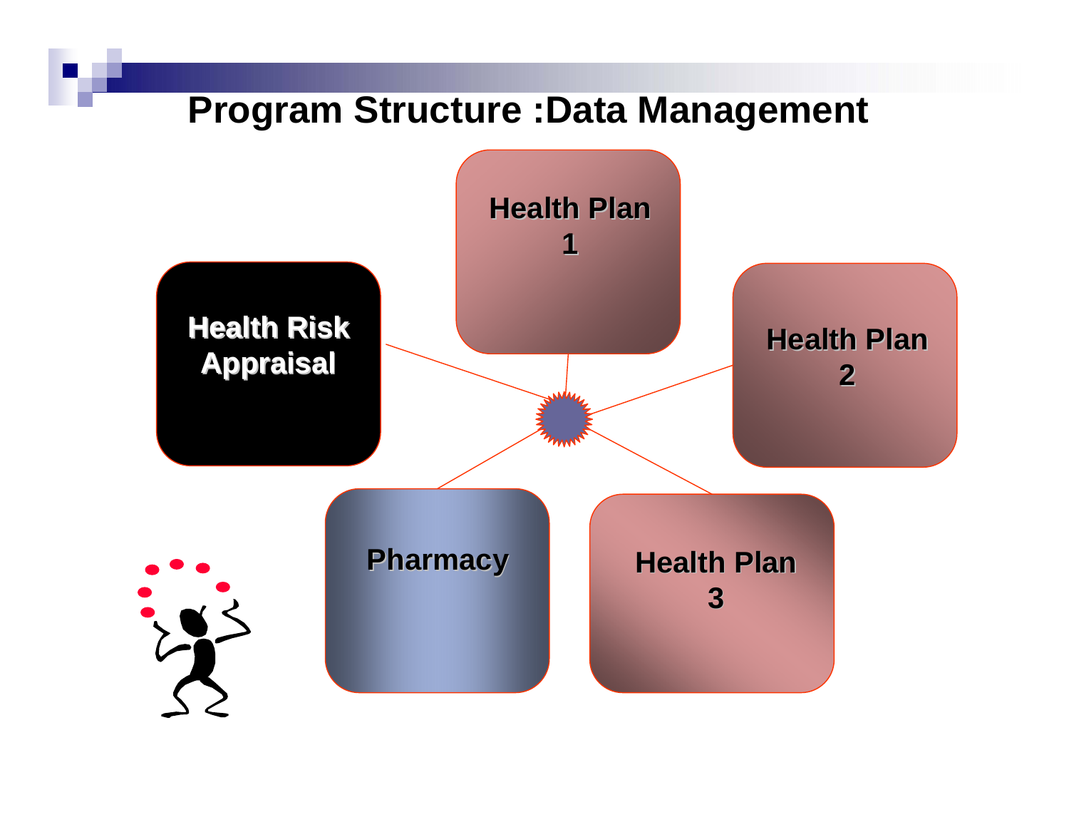# Program Structure :Data Management

Health Plan 1

Health Risk Appraisal

Health Plan 2

Pharmacy

Health Plan 3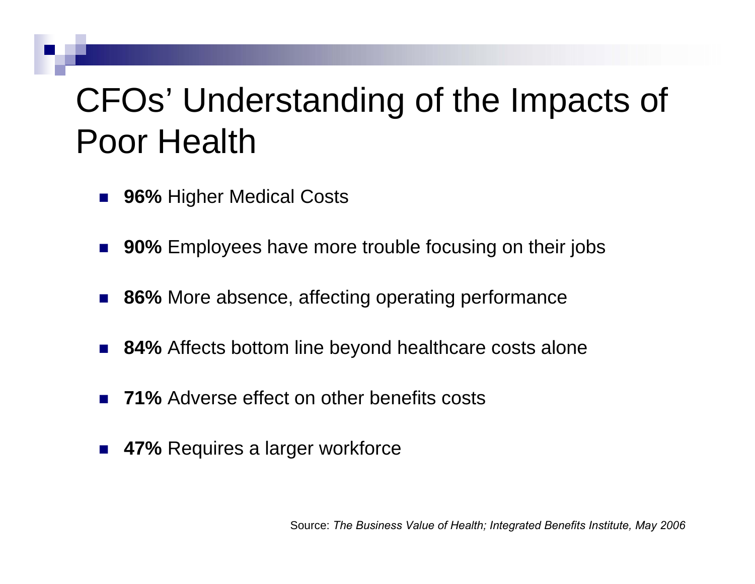# CFOs' Understanding of the Impacts of Poor Health

- **96%** Higher Medical Costs
- **90%** Employees have more trouble focusing on their jobs
- **86%** More absence, affecting operating performance
- **84%** Affects bottom line beyond healthcare costs alone
- **71%** Adverse effect on other benefits costs
- **47%** Requires a larger workforce

Source: *The Business Value of Health; Integrated Benefits Institute, May 2006*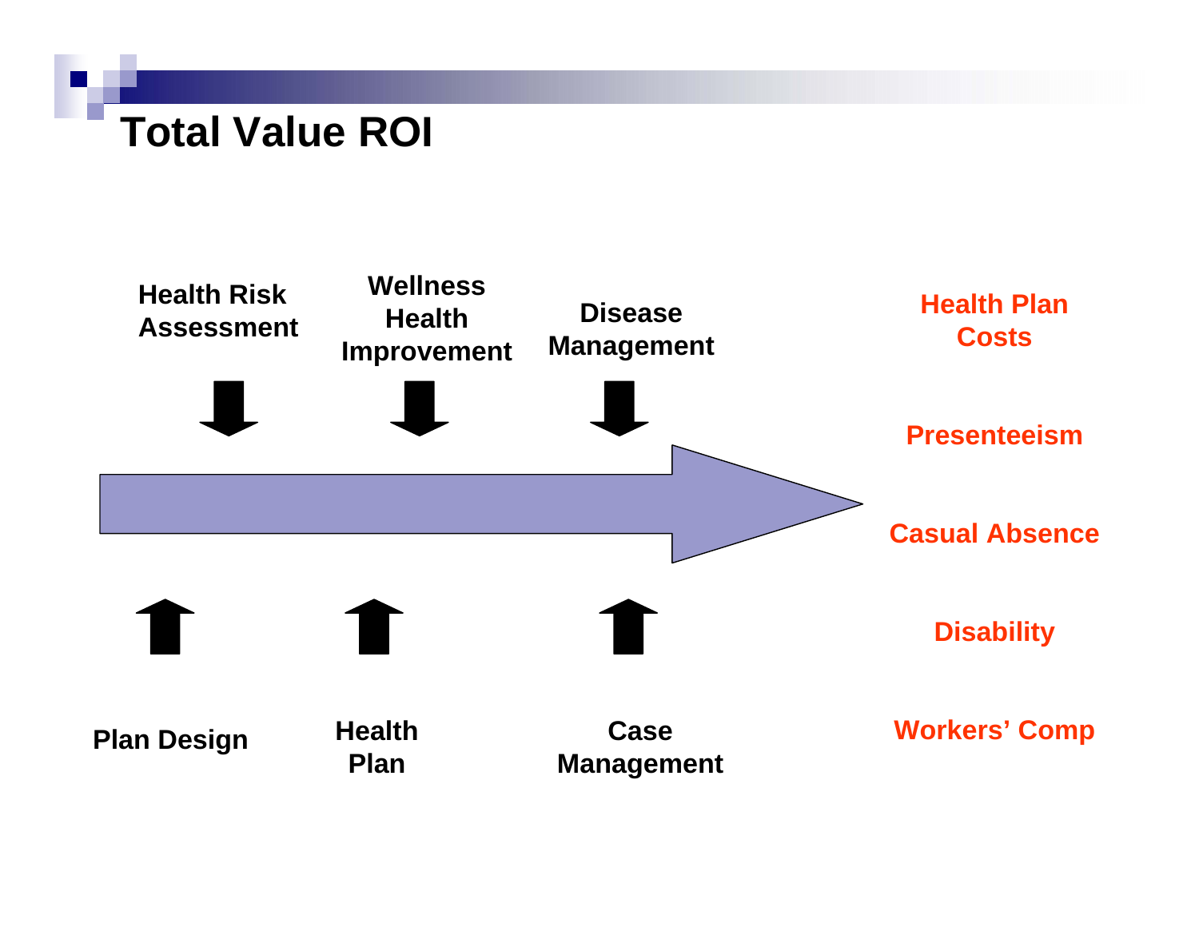# Total Value ROI

Health Risk Assessment

Wellness Health Improvement

Disease Management

Plan Design

Health Plan

Case Management

Health Plan Costs

Presenteeism

Casual Absence

Disability

Workers' Comp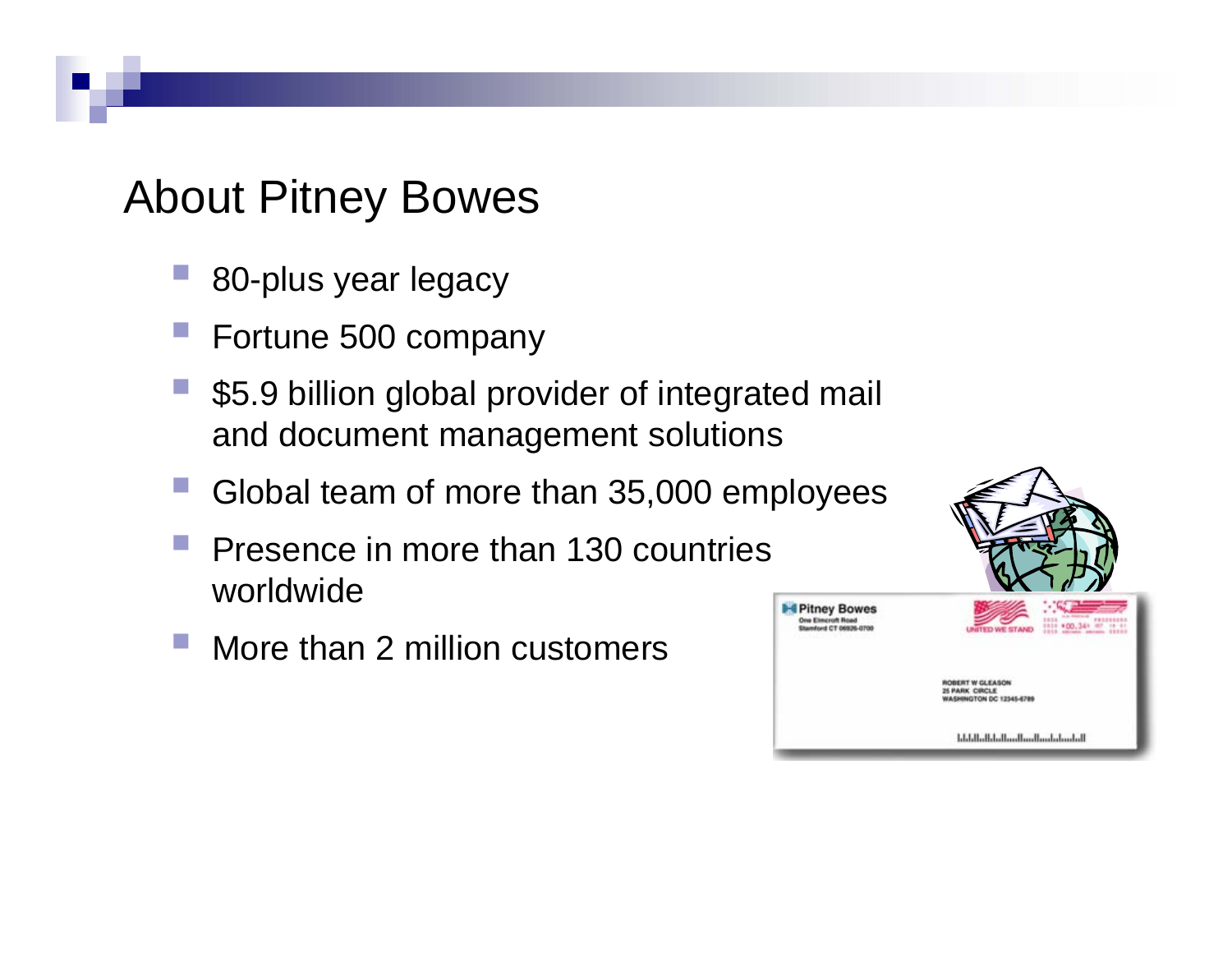# About Pitney Bowes

- 80-plus year legacy
- Fortune 500 company
- $5.9 billion global provider of integrated mail and document management solutions
- Global team of more than 35,000 employees
- Presence in more than 130 countries worldwide
- More than 2 million customers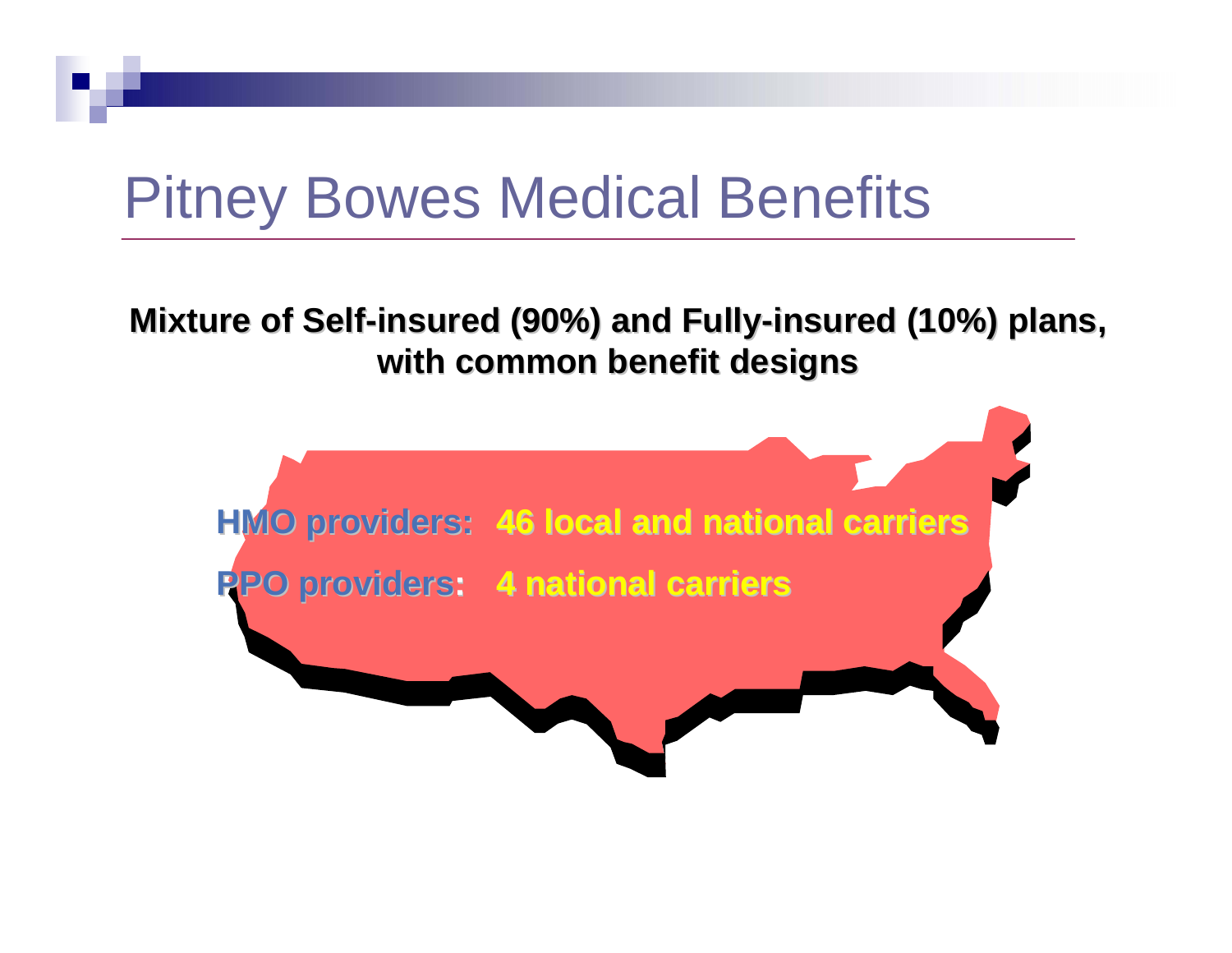# Pitney Bowes Medical Benefits

**Mixture of Self-insured (90%) and Fully-insured (10%) plans, with common benefit designs**

**HMO providers:** **46 local and national carriers**

**PPO providers:** **4 national carriers**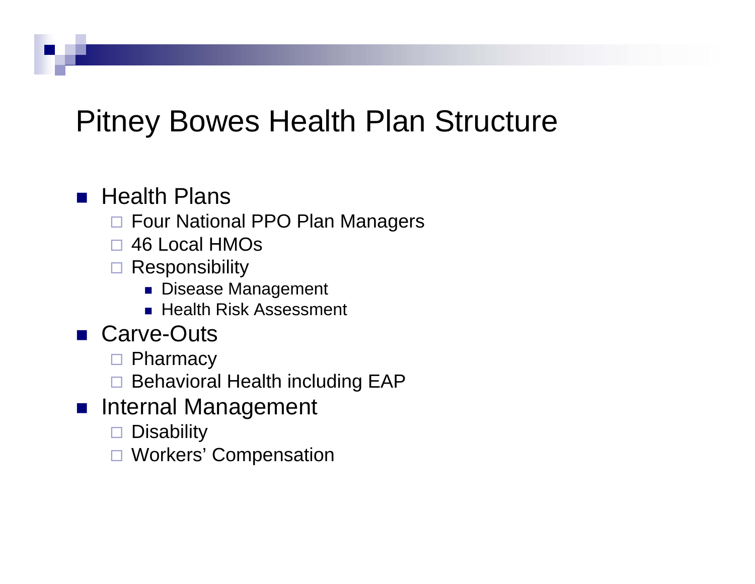# Pitney Bowes Health Plan Structure

- Health Plans
  - Four National PPO Plan Managers
  - 46 Local HMOs
  - Responsibility
    - Disease Management
    - Health Risk Assessment
- Carve-Outs
  - Pharmacy
  - Behavioral Health including EAP
- Internal Management
  - Disability
  - Workers' Compensation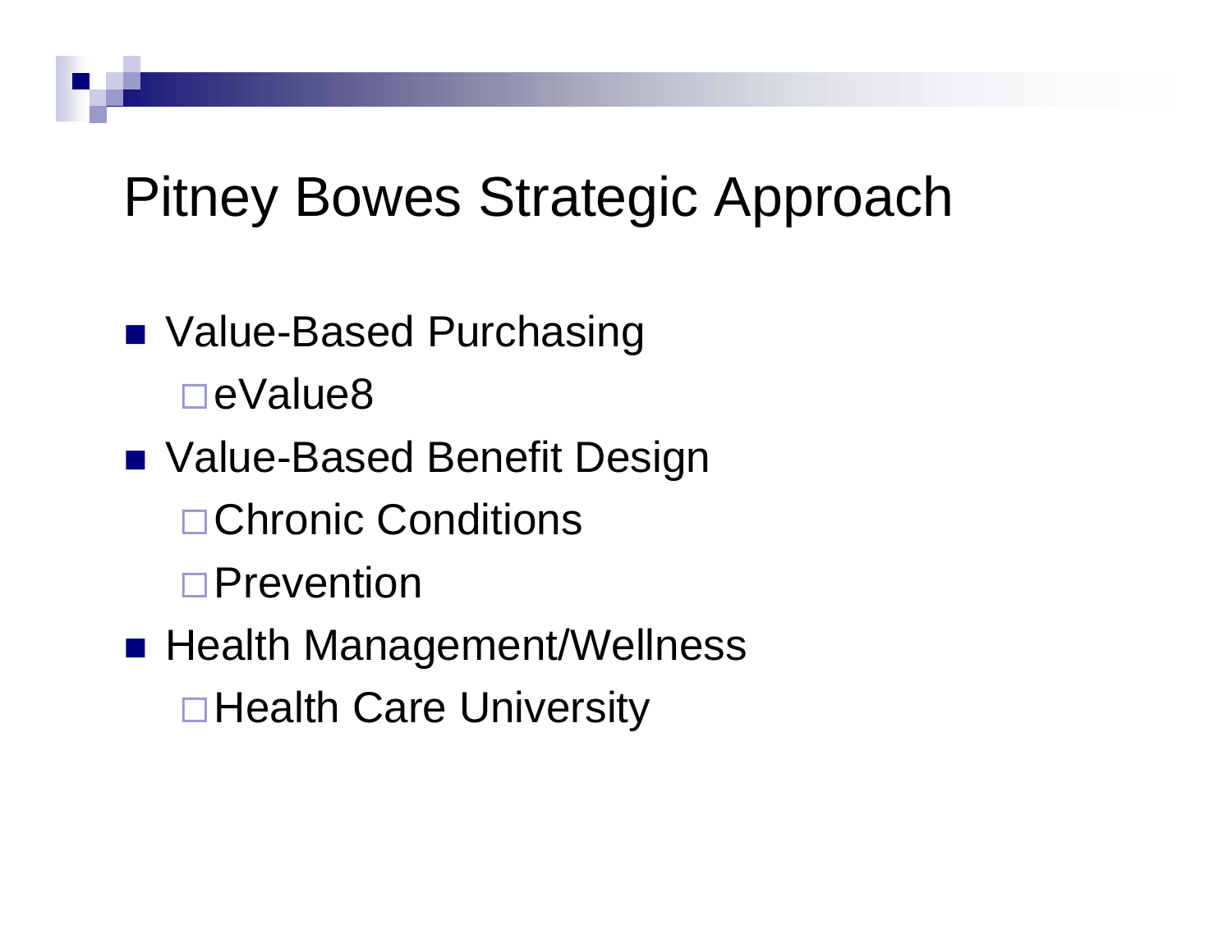# Pitney Bowes Strategic Approach

- Value-Based Purchasing
  - eValue8
- Value-Based Benefit Design
  - Chronic Conditions
  - Prevention
- Health Management/Wellness
  - Health Care University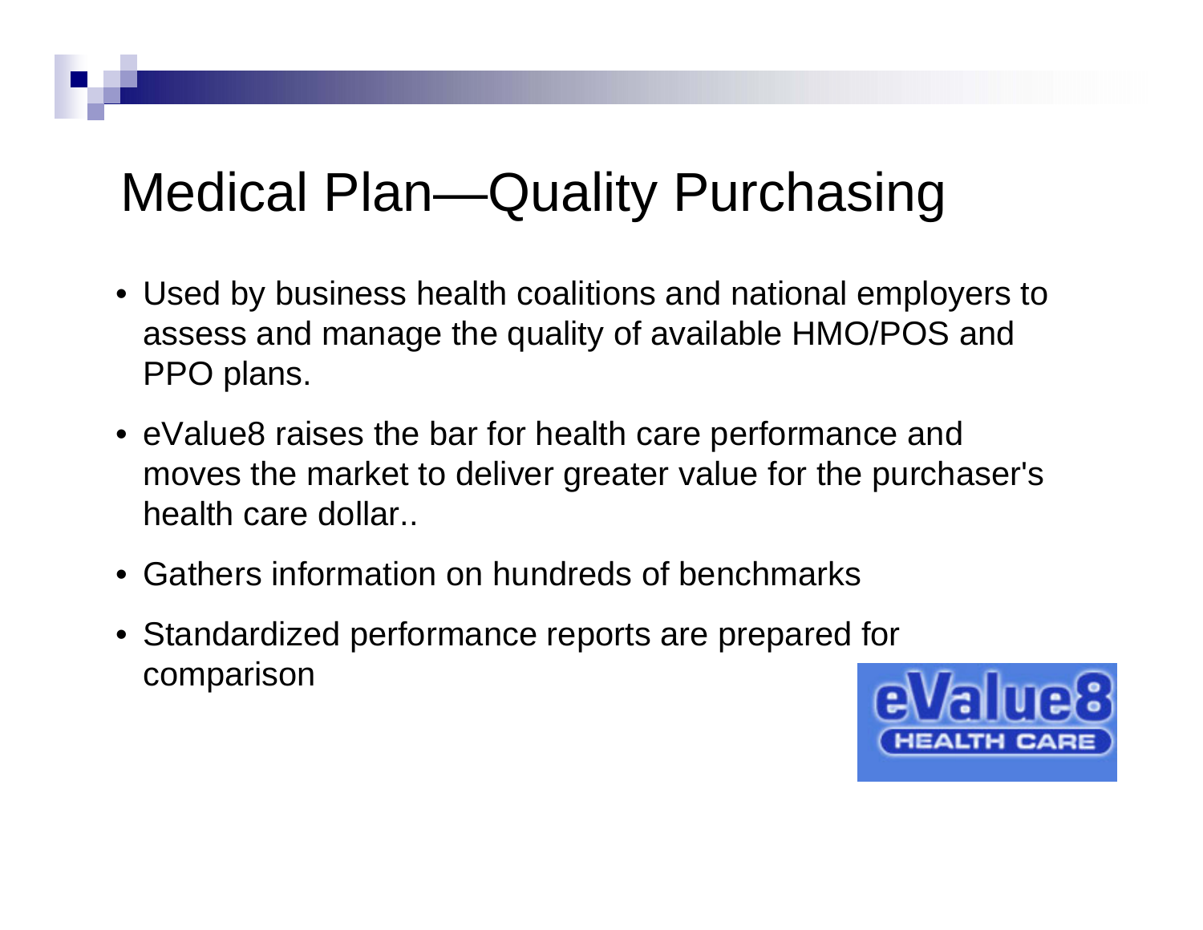# Medical Plan—Quality Purchasing

- Used by business health coalitions and national employers to assess and manage the quality of available HMO/POS and PPO plans.
- eValue8 raises the bar for health care performance and moves the market to deliver greater value for the purchaser's health care dollar..
- Gathers information on hundreds of benchmarks
- Standardized performance reports are prepared for comparison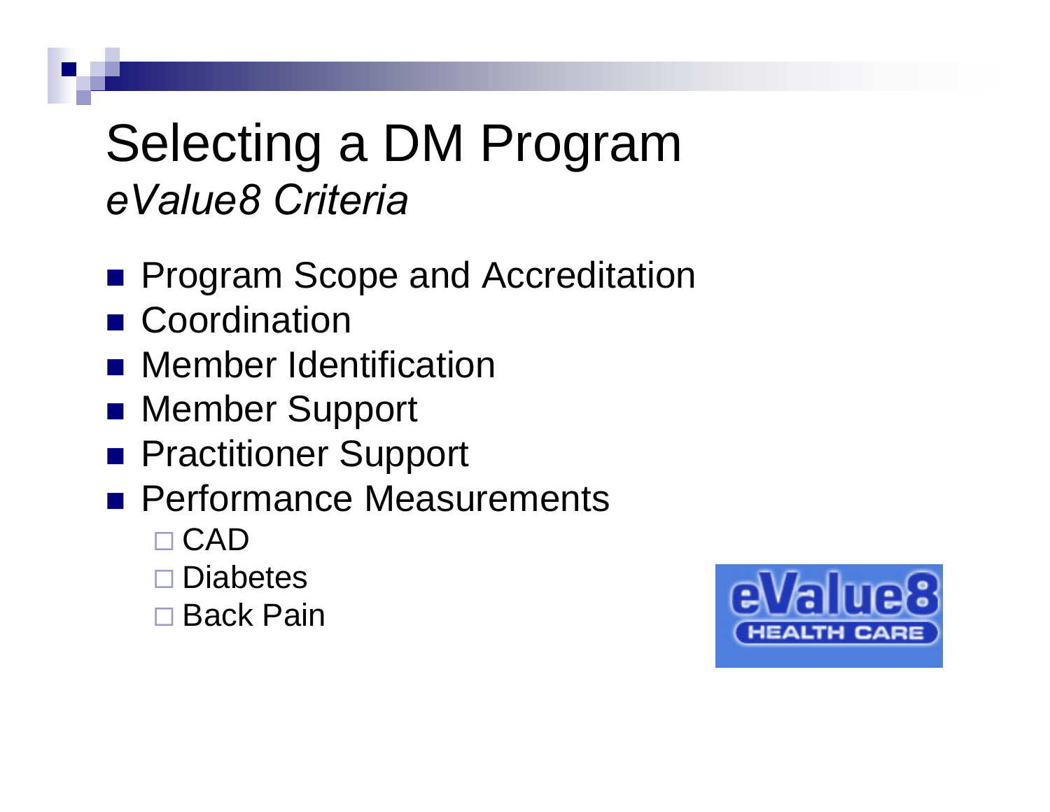# Selecting a DM Program
*eValue8 Criteria*

- Program Scope and Accreditation
- Coordination
- Member Identification
- Member Support
- Practitioner Support
- Performance Measurements
  - CAD
  - Diabetes
  - Back Pain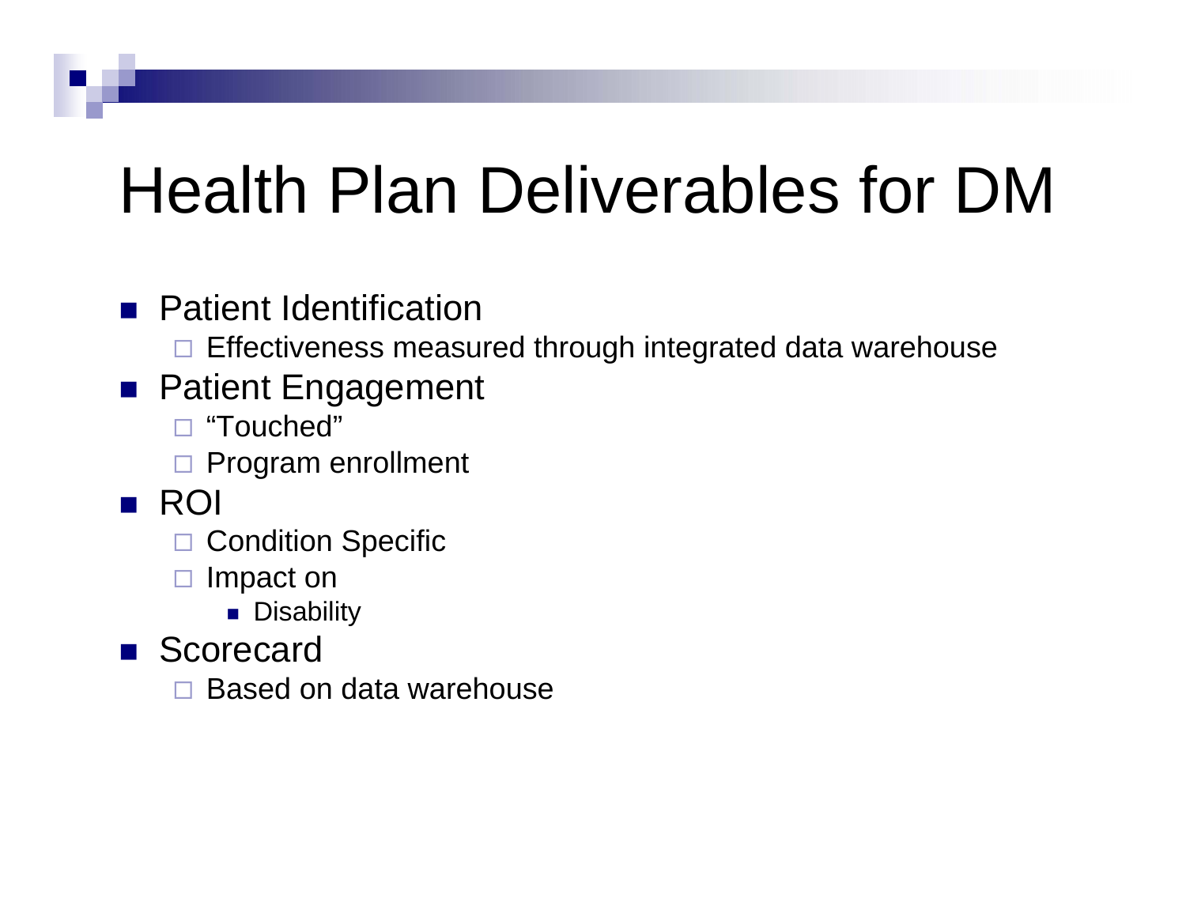# Health Plan Deliverables for DM

- Patient Identification
  - Effectiveness measured through integrated data warehouse
- Patient Engagement
  - "Touched"
  - Program enrollment
- ROI
  - Condition Specific
  - Impact on
    - Disability
- Scorecard
  - Based on data warehouse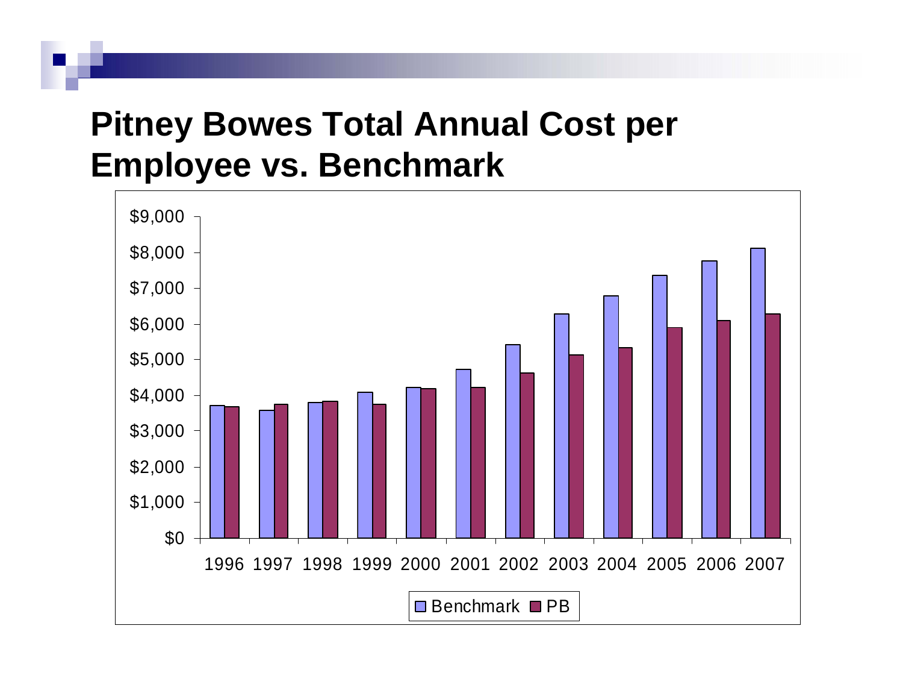# Pitney Bowes Total Annual Cost per Employee vs. Benchmark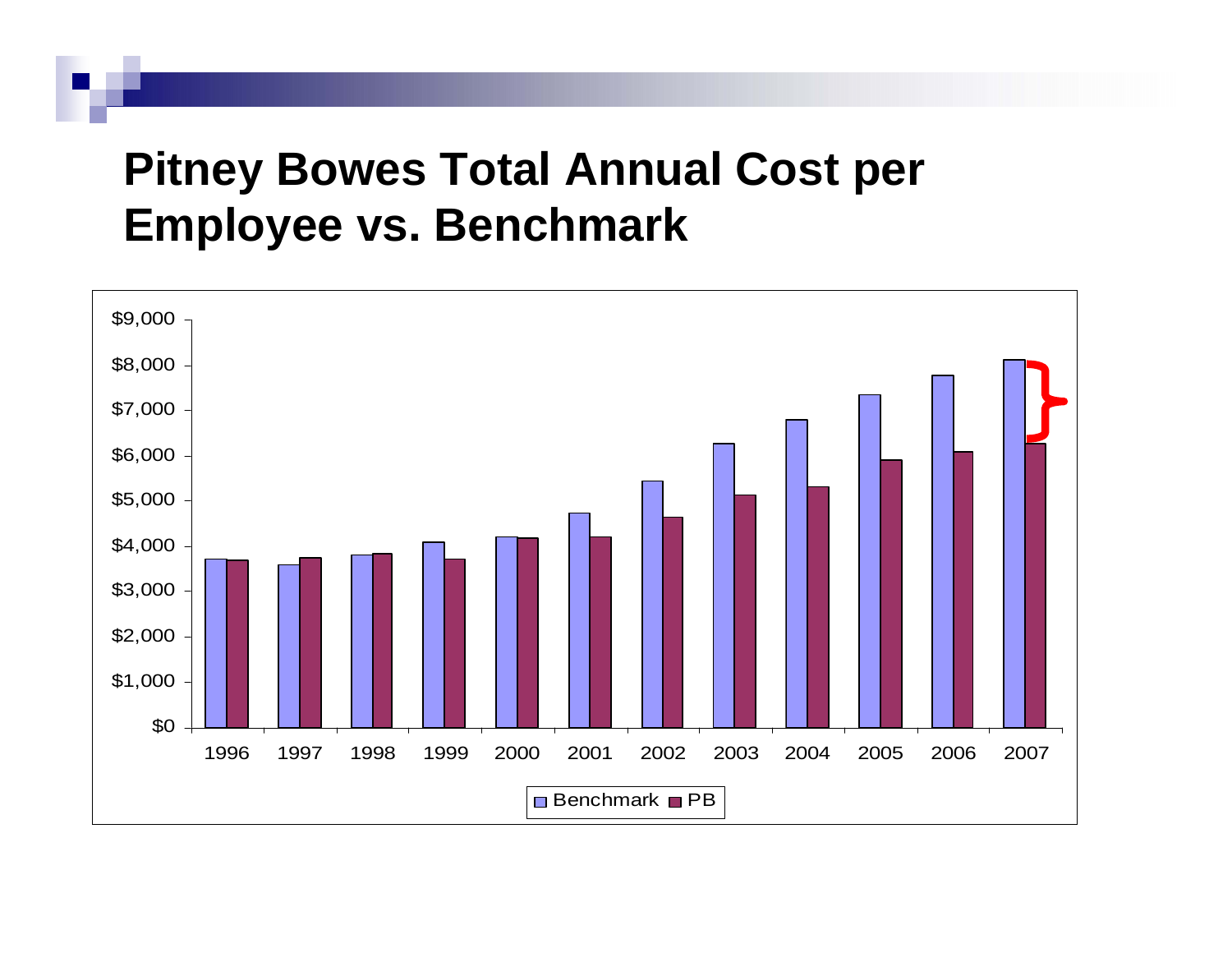# Pitney Bowes Total Annual Cost per Employee vs. Benchmark

$9,000
$8,000
$7,000
$6,000
$5,000
$4,000
$3,000
$2,000
$1,000
$0

1996 1997 1998 1999 2000 2001 2002 2003 2004 2005 2006 2007

Benchmark PB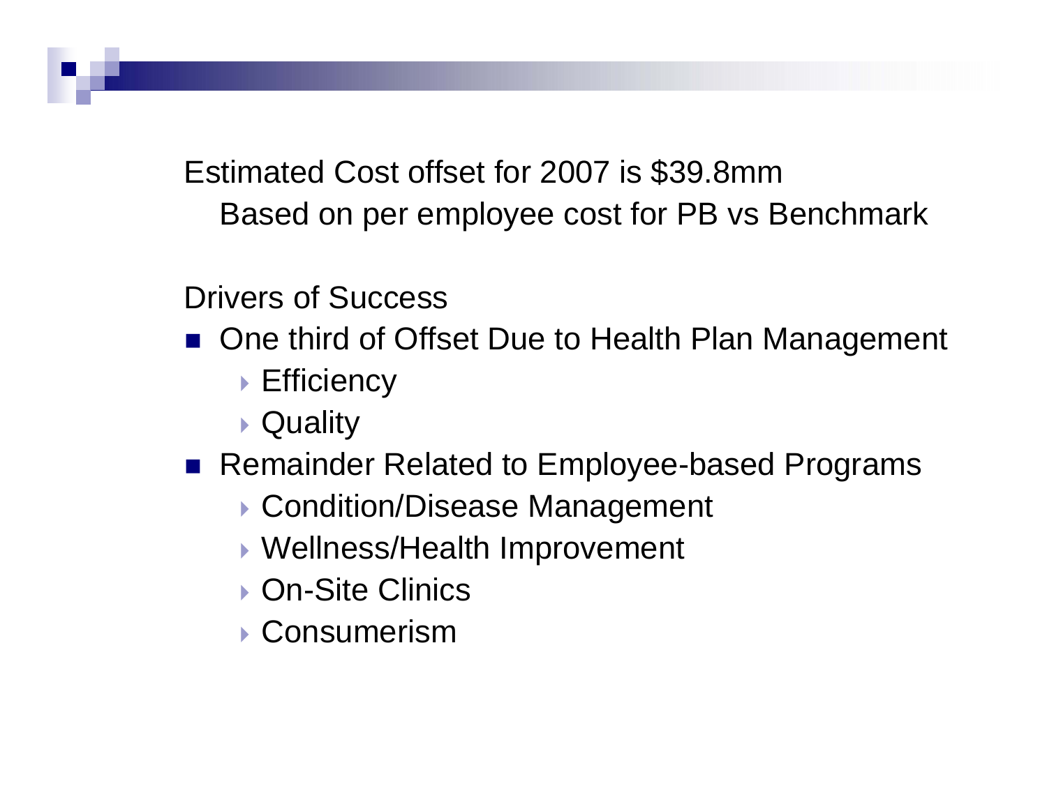Estimated Cost offset for 2007 is $39.8mm

Based on per employee cost for PB vs Benchmark

Drivers of Success

- One third of Offset Due to Health Plan Management
  - Efficiency
  - Quality
- Remainder Related to Employee-based Programs
  - Condition/Disease Management
  - Wellness/Health Improvement
  - On-Site Clinics
  - Consumerism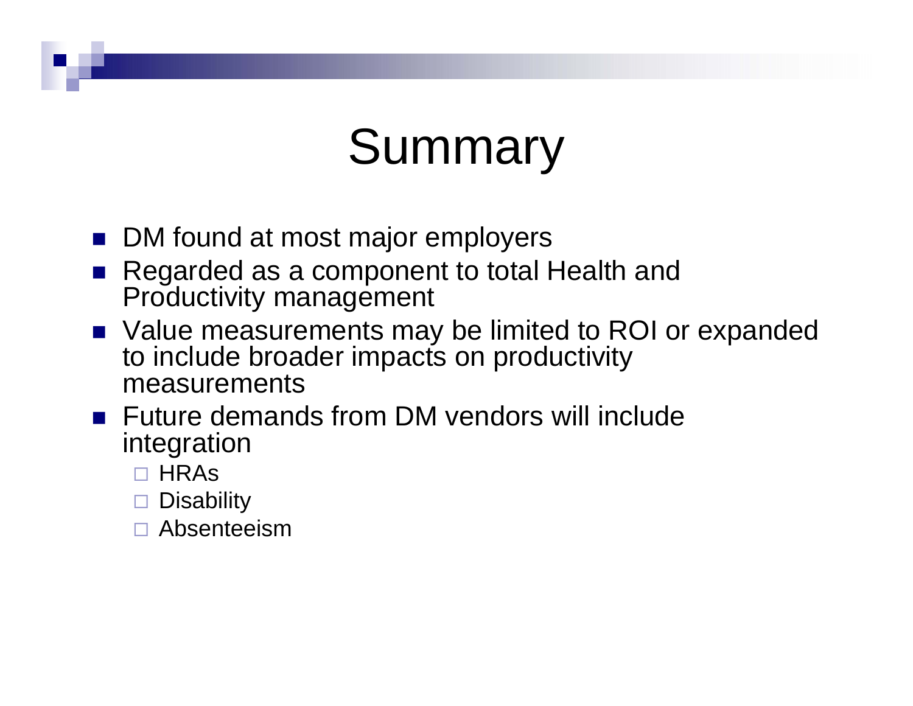# Summary

- DM found at most major employers
- Regarded as a component to total Health and Productivity management
- Value measurements may be limited to ROI or expanded to include broader impacts on productivity measurements
- Future demands from DM vendors will include integration
  - HRAs
  - Disability
  - Absenteeism